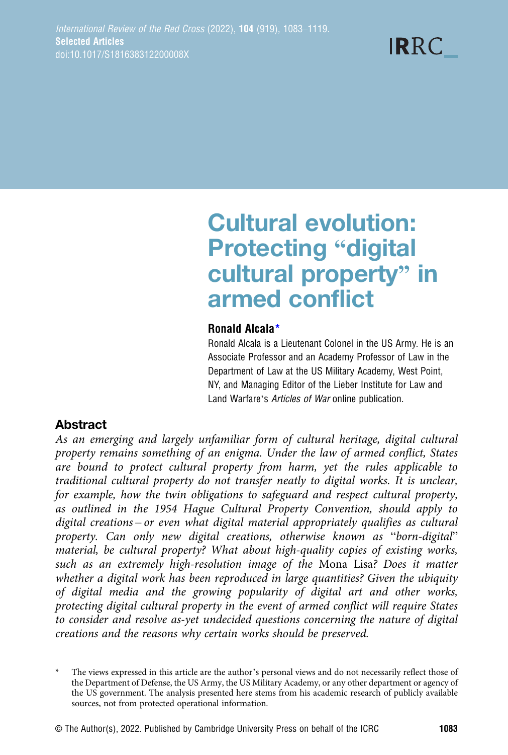# Cultural evolution: Protecting "digital cultural property" in armed conflict

**Ronald Alcala***

Ronald Alcala is a Lieutenant Colonel in the US Army. He is an Associate Professor and an Academy Professor of Law in the Department of Law at the US Military Academy, West Point, NY, and Managing Editor of the Lieber Institute for Law and Land Warfare's *Articles of War* online publication.

## Abstract

*As an emerging and largely unfamiliar form of cultural heritage, digital cultural property remains something of an enigma. Under the law of armed conflict, States are bound to protect cultural property from harm, yet the rules applicable to traditional cultural property do not transfer neatly to digital works. It is unclear, for example, how the twin obligations to safeguard and respect cultural property, as outlined in the 1954 Hague Cultural Property Convention, should apply to digital creations – or even what digital material appropriately qualifies as cultural property. Can only new digital creations, otherwise known as "born-digital" material, be cultural property? What about high-quality copies of existing works, such as an extremely high-resolution image of the* Mona Lisa*? Does it matter whether a digital work has been reproduced in large quantities? Given the ubiquity of digital media and the growing popularity of digital art and other works, protecting digital cultural property in the event of armed conflict will require States to consider and resolve as-yet undecided questions concerning the nature of digital creations and the reasons why certain works should be preserved.*

\* The views expressed in this article are the author's personal views and do not necessarily reflect those of the Department of Defense, the US Army, the US Military Academy, or any other department or agency of the US government. The analysis presented here stems from his academic research of publicly available sources, not from protected operational information.

© The Author(s), 2022. Published by Cambridge University Press on behalf of the ICRC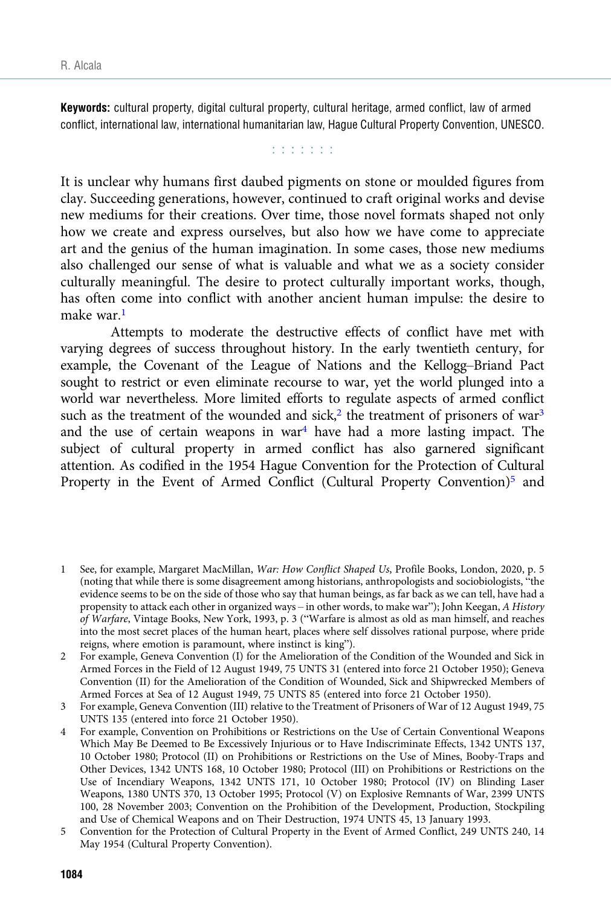**Keywords:** cultural property, digital cultural property, cultural heritage, armed conflict, law of armed conflict, international law, international humanitarian law, Hague Cultural Property Convention, UNESCO.

: : : : : : :

It is unclear why humans first daubed pigments on stone or moulded figures from clay. Succeeding generations, however, continued to craft original works and devise new mediums for their creations. Over time, those novel formats shaped not only how we create and express ourselves, but also how we have come to appreciate art and the genius of the human imagination. In some cases, those new mediums also challenged our sense of what is valuable and what we as a society consider culturally meaningful. The desire to protect culturally important works, though, has often come into conflict with another ancient human impulse: the desire to make war.[1]

Attempts to moderate the destructive effects of conflict have met with varying degrees of success throughout history. In the early twentieth century, for example, the Covenant of the League of Nations and the Kellogg–Briand Pact sought to restrict or even eliminate recourse to war, yet the world plunged into a world war nevertheless. More limited efforts to regulate aspects of armed conflict such as the treatment of the wounded and sick,[2] the treatment of prisoners of war[3] and the use of certain weapons in war[4] have had a more lasting impact. The subject of cultural property in armed conflict has also garnered significant attention. As codified in the 1954 Hague Convention for the Protection of Cultural Property in the Event of Armed Conflict (Cultural Property Convention)[5] and

1 See, for example, Margaret MacMillan, *War: How Conflict Shaped Us*, Profile Books, London, 2020, p. 5 (noting that while there is some disagreement among historians, anthropologists and sociobiologists, "the evidence seems to be on the side of those who say that human beings, as far back as we can tell, have had a propensity to attack each other in organized ways – in other words, to make war"); John Keegan, *A History of Warfare*, Vintage Books, New York, 1993, p. 3 ("Warfare is almost as old as man himself, and reaches into the most secret places of the human heart, places where self dissolves rational purpose, where pride reigns, where emotion is paramount, where instinct is king").

2 For example, Geneva Convention (I) for the Amelioration of the Condition of the Wounded and Sick in Armed Forces in the Field of 12 August 1949, 75 UNTS 31 (entered into force 21 October 1950); Geneva Convention (II) for the Amelioration of the Condition of Wounded, Sick and Shipwrecked Members of Armed Forces at Sea of 12 August 1949, 75 UNTS 85 (entered into force 21 October 1950).

3 For example, Geneva Convention (III) relative to the Treatment of Prisoners of War of 12 August 1949, 75 UNTS 135 (entered into force 21 October 1950).

4 For example, Convention on Prohibitions or Restrictions on the Use of Certain Conventional Weapons Which May Be Deemed to Be Excessively Injurious or to Have Indiscriminate Effects, 1342 UNTS 137, 10 October 1980; Protocol (II) on Prohibitions or Restrictions on the Use of Mines, Booby-Traps and Other Devices, 1342 UNTS 168, 10 October 1980; Protocol (III) on Prohibitions or Restrictions on the Use of Incendiary Weapons, 1342 UNTS 171, 10 October 1980; Protocol (IV) on Blinding Laser Weapons, 1380 UNTS 370, 13 October 1995; Protocol (V) on Explosive Remnants of War, 2399 UNTS 100, 28 November 2003; Convention on the Prohibition of the Development, Production, Stockpiling and Use of Chemical Weapons and on Their Destruction, 1974 UNTS 45, 13 January 1993.

5 Convention for the Protection of Cultural Property in the Event of Armed Conflict, 249 UNTS 240, 14 May 1954 (Cultural Property Convention).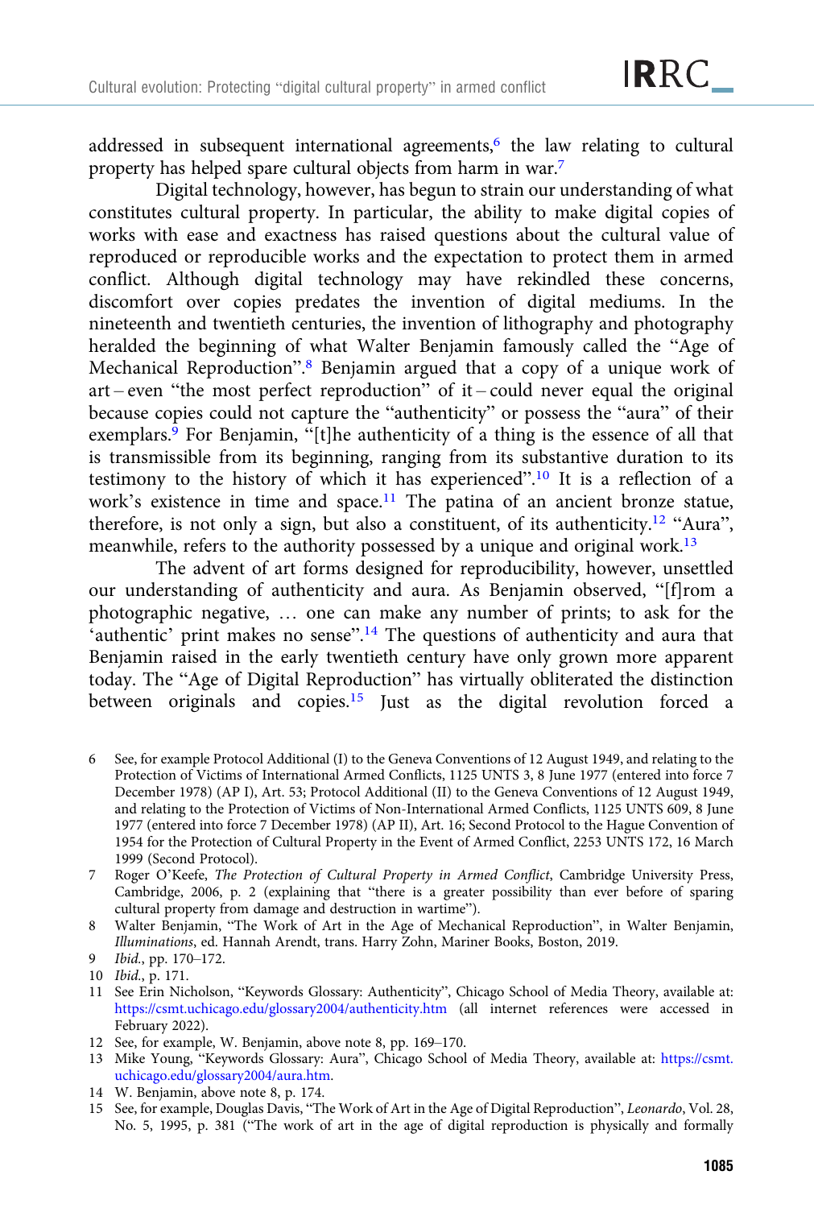addressed in subsequent international agreements,[6] the law relating to cultural property has helped spare cultural objects from harm in war.[7]

Digital technology, however, has begun to strain our understanding of what constitutes cultural property. In particular, the ability to make digital copies of works with ease and exactness has raised questions about the cultural value of reproduced or reproducible works and the expectation to protect them in armed conflict. Although digital technology may have rekindled these concerns, discomfort over copies predates the invention of digital mediums. In the nineteenth and twentieth centuries, the invention of lithography and photography heralded the beginning of what Walter Benjamin famously called the "Age of Mechanical Reproduction".[8] Benjamin argued that a copy of a unique work of art – even "the most perfect reproduction" of it – could never equal the original because copies could not capture the "authenticity" or possess the "aura" of their exemplars.[9] For Benjamin, "[t]he authenticity of a thing is the essence of all that is transmissible from its beginning, ranging from its substantive duration to its testimony to the history of which it has experienced".[10] It is a reflection of a work's existence in time and space.[11] The patina of an ancient bronze statue, therefore, is not only a sign, but also a constituent, of its authenticity.[12] "Aura", meanwhile, refers to the authority possessed by a unique and original work.[13]

The advent of art forms designed for reproducibility, however, unsettled our understanding of authenticity and aura. As Benjamin observed, "[f]rom a photographic negative, … one can make any number of prints; to ask for the 'authentic' print makes no sense".[14] The questions of authenticity and aura that Benjamin raised in the early twentieth century have only grown more apparent today. The "Age of Digital Reproduction" has virtually obliterated the distinction between originals and copies.[15] Just as the digital revolution forced a

---

6 See, for example Protocol Additional (I) to the Geneva Conventions of 12 August 1949, and relating to the Protection of Victims of International Armed Conflicts, 1125 UNTS 3, 8 June 1977 (entered into force 7 December 1978) (AP I), Art. 53; Protocol Additional (II) to the Geneva Conventions of 12 August 1949, and relating to the Protection of Victims of Non-International Armed Conflicts, 1125 UNTS 609, 8 June 1977 (entered into force 7 December 1978) (AP II), Art. 16; Second Protocol to the Hague Convention of 1954 for the Protection of Cultural Property in the Event of Armed Conflict, 2253 UNTS 172, 16 March 1999 (Second Protocol).

7 Roger O'Keefe, *The Protection of Cultural Property in Armed Conflict*, Cambridge University Press, Cambridge, 2006, p. 2 (explaining that "there is a greater possibility than ever before of sparing cultural property from damage and destruction in wartime").

8 Walter Benjamin, "The Work of Art in the Age of Mechanical Reproduction", in Walter Benjamin, *Illuminations*, ed. Hannah Arendt, trans. Harry Zohn, Mariner Books, Boston, 2019.

9 *Ibid.*, pp. 170–172.

10 *Ibid.*, p. 171.

11 See Erin Nicholson, "Keywords Glossary: Authenticity", Chicago School of Media Theory, available at: https://csmt.uchicago.edu/glossary2004/authenticity.htm (all internet references were accessed in February 2022).

12 See, for example, W. Benjamin, above note 8, pp. 169–170.

13 Mike Young, "Keywords Glossary: Aura", Chicago School of Media Theory, available at: https://csmt.uchicago.edu/glossary2004/aura.htm.

14 W. Benjamin, above note 8, p. 174.

15 See, for example, Douglas Davis, "The Work of Art in the Age of Digital Reproduction", *Leonardo*, Vol. 28, No. 5, 1995, p. 381 ("The work of art in the age of digital reproduction is physically and formally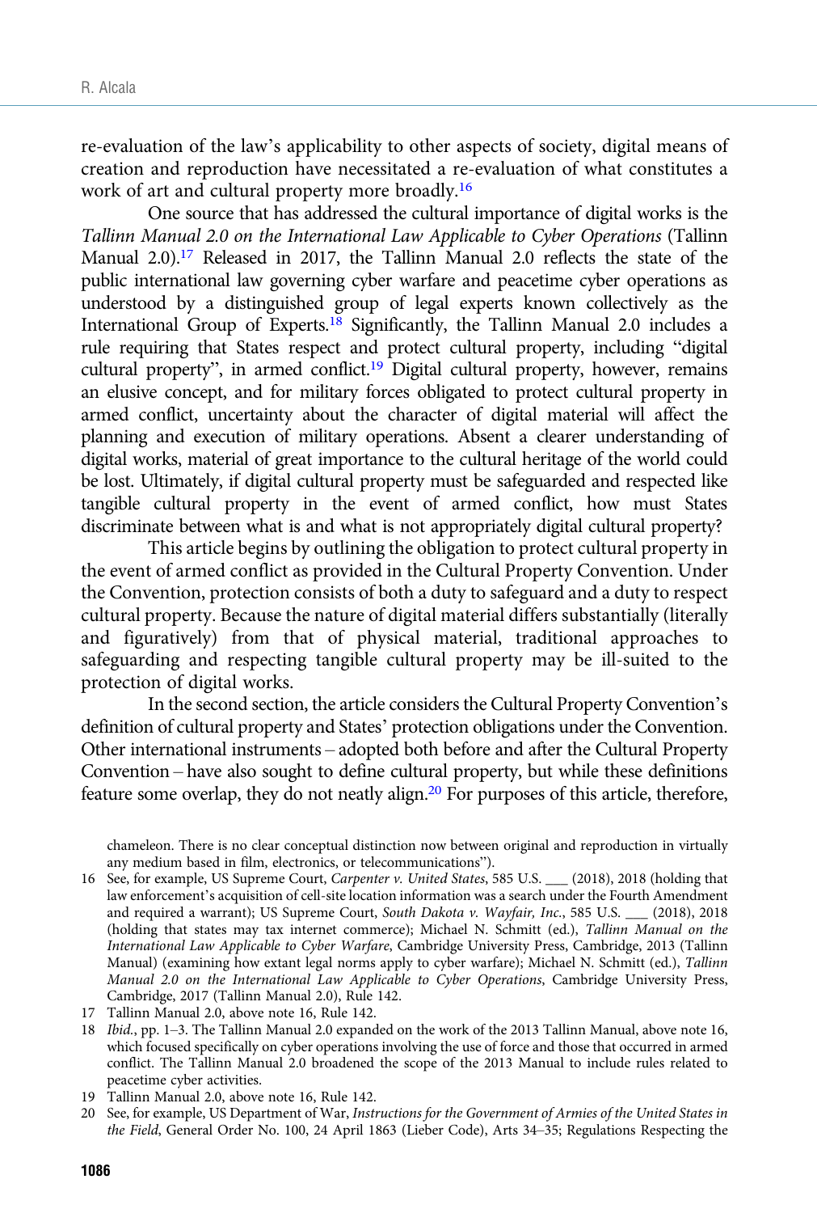re-evaluation of the law's applicability to other aspects of society, digital means of creation and reproduction have necessitated a re-evaluation of what constitutes a work of art and cultural property more broadly.[16]

One source that has addressed the cultural importance of digital works is the *Tallinn Manual 2.0 on the International Law Applicable to Cyber Operations* (Tallinn Manual 2.0).[17] Released in 2017, the Tallinn Manual 2.0 reflects the state of the public international law governing cyber warfare and peacetime cyber operations as understood by a distinguished group of legal experts known collectively as the International Group of Experts.[18] Significantly, the Tallinn Manual 2.0 includes a rule requiring that States respect and protect cultural property, including "digital cultural property", in armed conflict.[19] Digital cultural property, however, remains an elusive concept, and for military forces obligated to protect cultural property in armed conflict, uncertainty about the character of digital material will affect the planning and execution of military operations. Absent a clearer understanding of digital works, material of great importance to the cultural heritage of the world could be lost. Ultimately, if digital cultural property must be safeguarded and respected like tangible cultural property in the event of armed conflict, how must States discriminate between what is and what is not appropriately digital cultural property?

This article begins by outlining the obligation to protect cultural property in the event of armed conflict as provided in the Cultural Property Convention. Under the Convention, protection consists of both a duty to safeguard and a duty to respect cultural property. Because the nature of digital material differs substantially (literally and figuratively) from that of physical material, traditional approaches to safeguarding and respecting tangible cultural property may be ill-suited to the protection of digital works.

In the second section, the article considers the Cultural Property Convention's definition of cultural property and States' protection obligations under the Convention. Other international instruments – adopted both before and after the Cultural Property Convention – have also sought to define cultural property, but while these definitions feature some overlap, they do not neatly align.[20] For purposes of this article, therefore,

chameleon. There is no clear conceptual distinction now between original and reproduction in virtually any medium based in film, electronics, or telecommunications").

16 See, for example, US Supreme Court, *Carpenter v. United States*, 585 U.S. ___ (2018), 2018 (holding that law enforcement's acquisition of cell-site location information was a search under the Fourth Amendment and required a warrant); US Supreme Court, *South Dakota v. Wayfair, Inc.*, 585 U.S. ___ (2018), 2018 (holding that states may tax internet commerce); Michael N. Schmitt (ed.), *Tallinn Manual on the International Law Applicable to Cyber Warfare*, Cambridge University Press, Cambridge, 2013 (Tallinn Manual) (examining how extant legal norms apply to cyber warfare); Michael N. Schmitt (ed.), *Tallinn Manual 2.0 on the International Law Applicable to Cyber Operations*, Cambridge University Press, Cambridge, 2017 (Tallinn Manual 2.0), Rule 142.

17 Tallinn Manual 2.0, above note 16, Rule 142.

18 *Ibid.*, pp. 1–3. The Tallinn Manual 2.0 expanded on the work of the 2013 Tallinn Manual, above note 16, which focused specifically on cyber operations involving the use of force and those that occurred in armed conflict. The Tallinn Manual 2.0 broadened the scope of the 2013 Manual to include rules related to peacetime cyber activities.

19 Tallinn Manual 2.0, above note 16, Rule 142.

20 See, for example, US Department of War, *Instructions for the Government of Armies of the United States in the Field*, General Order No. 100, 24 April 1863 (Lieber Code), Arts 34–35; Regulations Respecting the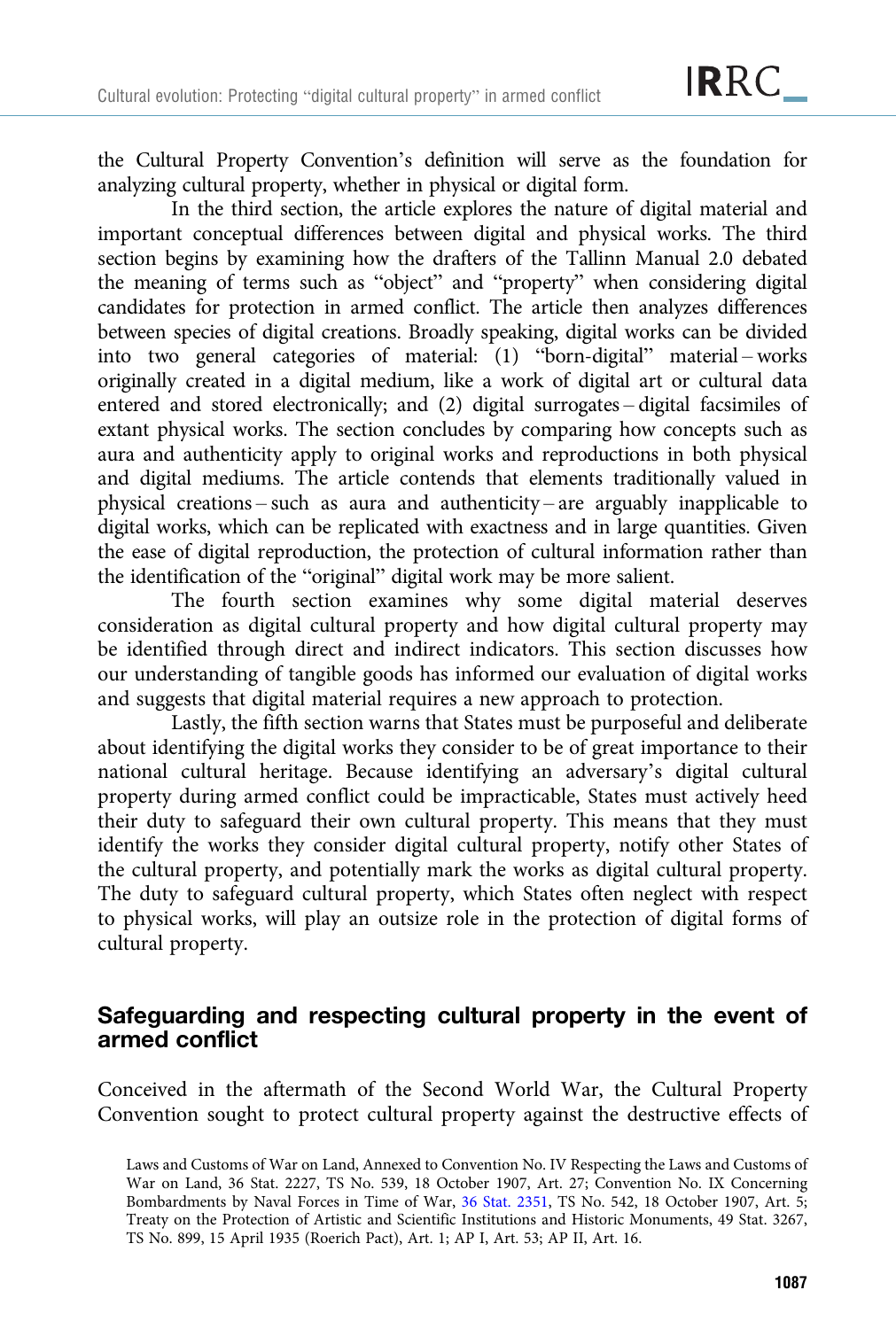the Cultural Property Convention's definition will serve as the foundation for analyzing cultural property, whether in physical or digital form.

In the third section, the article explores the nature of digital material and important conceptual differences between digital and physical works. The third section begins by examining how the drafters of the Tallinn Manual 2.0 debated the meaning of terms such as "object" and "property" when considering digital candidates for protection in armed conflict. The article then analyzes differences between species of digital creations. Broadly speaking, digital works can be divided into two general categories of material: (1) "born-digital" material – works originally created in a digital medium, like a work of digital art or cultural data entered and stored electronically; and (2) digital surrogates – digital facsimiles of extant physical works. The section concludes by comparing how concepts such as aura and authenticity apply to original works and reproductions in both physical and digital mediums. The article contends that elements traditionally valued in physical creations – such as aura and authenticity – are arguably inapplicable to digital works, which can be replicated with exactness and in large quantities. Given the ease of digital reproduction, the protection of cultural information rather than the identification of the "original" digital work may be more salient.

The fourth section examines why some digital material deserves consideration as digital cultural property and how digital cultural property may be identified through direct and indirect indicators. This section discusses how our understanding of tangible goods has informed our evaluation of digital works and suggests that digital material requires a new approach to protection.

Lastly, the fifth section warns that States must be purposeful and deliberate about identifying the digital works they consider to be of great importance to their national cultural heritage. Because identifying an adversary's digital cultural property during armed conflict could be impracticable, States must actively heed their duty to safeguard their own cultural property. This means that they must identify the works they consider digital cultural property, notify other States of the cultural property, and potentially mark the works as digital cultural property. The duty to safeguard cultural property, which States often neglect with respect to physical works, will play an outsize role in the protection of digital forms of cultural property.

## Safeguarding and respecting cultural property in the event of armed conflict

Conceived in the aftermath of the Second World War, the Cultural Property Convention sought to protect cultural property against the destructive effects of

Laws and Customs of War on Land, Annexed to Convention No. IV Respecting the Laws and Customs of War on Land, 36 Stat. 2227, TS No. 539, 18 October 1907, Art. 27; Convention No. IX Concerning Bombardments by Naval Forces in Time of War, 36 Stat. 2351, TS No. 542, 18 October 1907, Art. 5; Treaty on the Protection of Artistic and Scientific Institutions and Historic Monuments, 49 Stat. 3267, TS No. 899, 15 April 1935 (Roerich Pact), Art. 1; AP I, Art. 53; AP II, Art. 16.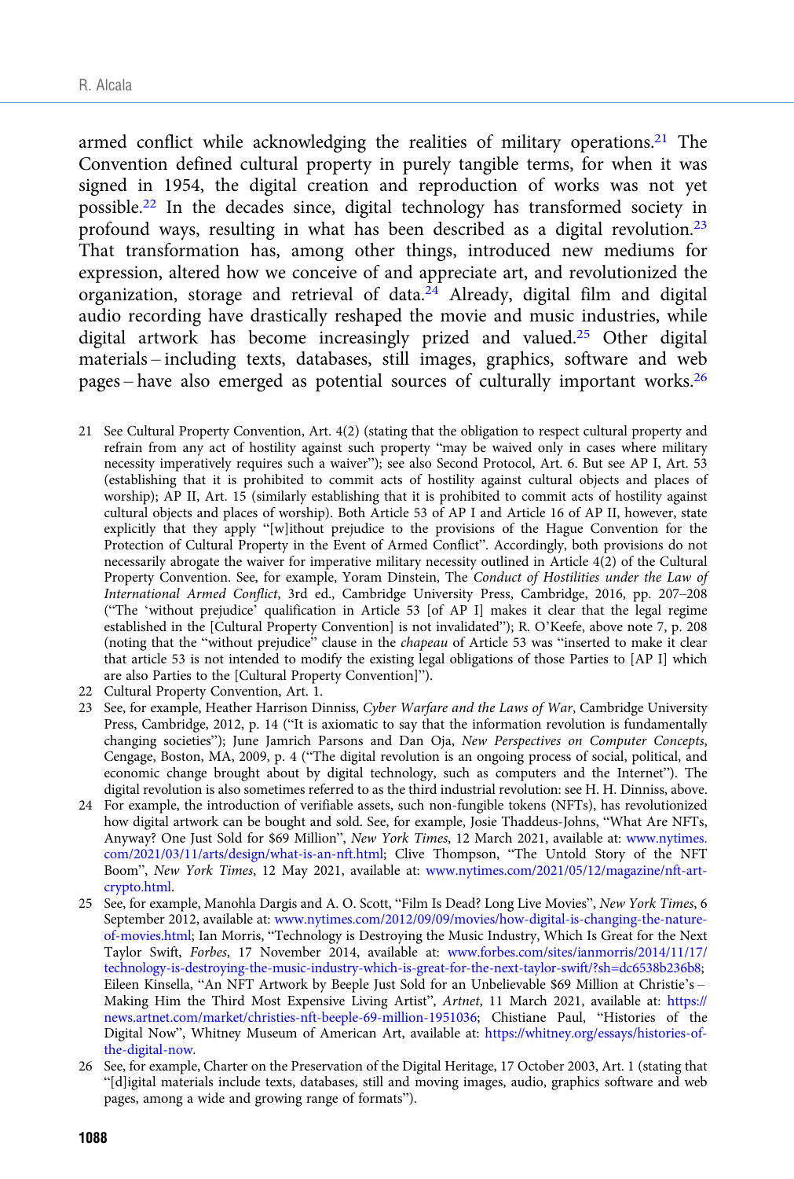armed conflict while acknowledging the realities of military operations.[21] The Convention defined cultural property in purely tangible terms, for when it was signed in 1954, the digital creation and reproduction of works was not yet possible.[22] In the decades since, digital technology has transformed society in profound ways, resulting in what has been described as a digital revolution.[23] That transformation has, among other things, introduced new mediums for expression, altered how we conceive of and appreciate art, and revolutionized the organization, storage and retrieval of data.[24] Already, digital film and digital audio recording have drastically reshaped the movie and music industries, while digital artwork has become increasingly prized and valued.[25] Other digital materials – including texts, databases, still images, graphics, software and web pages – have also emerged as potential sources of culturally important works.[26]

21 See Cultural Property Convention, Art. 4(2) (stating that the obligation to respect cultural property and refrain from any act of hostility against such property "may be waived only in cases where military necessity imperatively requires such a waiver"); see also Second Protocol, Art. 6. But see AP I, Art. 53 (establishing that it is prohibited to commit acts of hostility against cultural objects and places of worship); AP II, Art. 15 (similarly establishing that it is prohibited to commit acts of hostility against cultural objects and places of worship). Both Article 53 of AP I and Article 16 of AP II, however, state explicitly that they apply "[w]ithout prejudice to the provisions of the Hague Convention for the Protection of Cultural Property in the Event of Armed Conflict". Accordingly, both provisions do not necessarily abrogate the waiver for imperative military necessity outlined in Article 4(2) of the Cultural Property Convention. See, for example, Yoram Dinstein, *The Conduct of Hostilities under the Law of International Armed Conflict*, 3rd ed., Cambridge University Press, Cambridge, 2016, pp. 207–208 ("The 'without prejudice' qualification in Article 53 [of AP I] makes it clear that the legal regime established in the [Cultural Property Convention] is not invalidated"); R. O'Keefe, above note 7, p. 208 (noting that the "without prejudice" clause in the *chapeau* of Article 53 was "inserted to make it clear that article 53 is not intended to modify the existing legal obligations of those Parties to [AP I] which are also Parties to the [Cultural Property Convention]").

22 Cultural Property Convention, Art. 1.

23 See, for example, Heather Harrison Dinniss, *Cyber Warfare and the Laws of War*, Cambridge University Press, Cambridge, 2012, p. 14 ("It is axiomatic to say that the information revolution is fundamentally changing societies"); June Jamrich Parsons and Dan Oja, *New Perspectives on Computer Concepts*, Cengage, Boston, MA, 2009, p. 4 ("The digital revolution is an ongoing process of social, political, and economic change brought about by digital technology, such as computers and the Internet"). The digital revolution is also sometimes referred to as the third industrial revolution: see H. H. Dinniss, above.

24 For example, the introduction of verifiable assets, such non-fungible tokens (NFTs), has revolutionized how digital artwork can be bought and sold. See, for example, Josie Thaddeus-Johns, "What Are NFTs, Anyway? One Just Sold for $69 Million", *New York Times*, 12 March 2021, available at: www.nytimes.com/2021/03/11/arts/design/what-is-an-nft.html; Clive Thompson, "The Untold Story of the NFT Boom", *New York Times*, 12 May 2021, available at: www.nytimes.com/2021/05/12/magazine/nft-art-crypto.html.

25 See, for example, Manohla Dargis and A. O. Scott, "Film Is Dead? Long Live Movies", *New York Times*, 6 September 2012, available at: www.nytimes.com/2012/09/09/movies/how-digital-is-changing-the-nature-of-movies.html; Ian Morris, "Technology is Destroying the Music Industry, Which Is Great for the Next Taylor Swift, *Forbes*, 17 November 2014, available at: www.forbes.com/sites/ianmorris/2014/11/17/technology-is-destroying-the-music-industry-which-is-great-for-the-next-taylor-swift/?sh=dc6538b236b8; Eileen Kinsella, "An NFT Artwork by Beeple Just Sold for an Unbelievable $69 Million at Christie's – Making Him the Third Most Expensive Living Artist", *Artnet*, 11 March 2021, available at: https://news.artnet.com/market/christies-nft-beeple-69-million-1951036; Christiane Paul, "Histories of the Digital Now", Whitney Museum of American Art, available at: https://whitney.org/essays/histories-of-the-digital-now.

26 See, for example, Charter on the Preservation of the Digital Heritage, 17 October 2003, Art. 1 (stating that "[d]igital materials include texts, databases, still and moving images, audio, graphics software and web pages, among a wide and growing range of formats").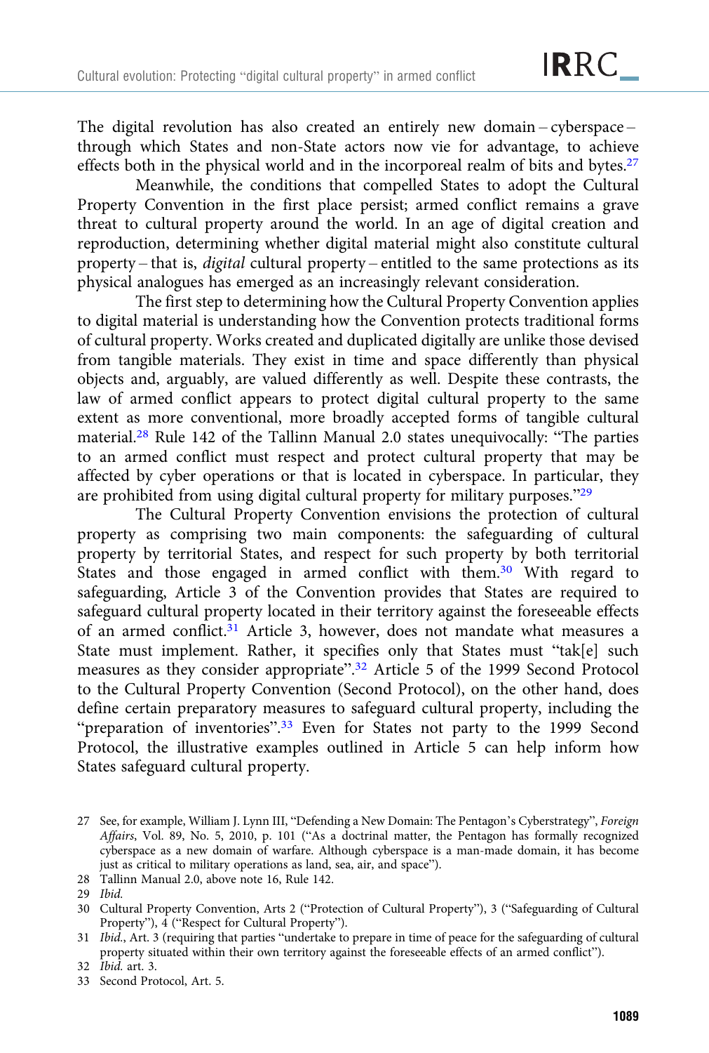The digital revolution has also created an entirely new domain – cyberspace – through which States and non-State actors now vie for advantage, to achieve effects both in the physical world and in the incorporeal realm of bits and bytes.[27]

Meanwhile, the conditions that compelled States to adopt the Cultural Property Convention in the first place persist; armed conflict remains a grave threat to cultural property around the world. In an age of digital creation and reproduction, determining whether digital material might also constitute cultural property – that is, *digital* cultural property – entitled to the same protections as its physical analogues has emerged as an increasingly relevant consideration.

The first step to determining how the Cultural Property Convention applies to digital material is understanding how the Convention protects traditional forms of cultural property. Works created and duplicated digitally are unlike those devised from tangible materials. They exist in time and space differently than physical objects and, arguably, are valued differently as well. Despite these contrasts, the law of armed conflict appears to protect digital cultural property to the same extent as more conventional, more broadly accepted forms of tangible cultural material.[28] Rule 142 of the Tallinn Manual 2.0 states unequivocally: "The parties to an armed conflict must respect and protect cultural property that may be affected by cyber operations or that is located in cyberspace. In particular, they are prohibited from using digital cultural property for military purposes."[29]

The Cultural Property Convention envisions the protection of cultural property as comprising two main components: the safeguarding of cultural property by territorial States, and respect for such property by both territorial States and those engaged in armed conflict with them.[30] With regard to safeguarding, Article 3 of the Convention provides that States are required to safeguard cultural property located in their territory against the foreseeable effects of an armed conflict.[31] Article 3, however, does not mandate what measures a State must implement. Rather, it specifies only that States must "tak[e] such measures as they consider appropriate".[32] Article 5 of the 1999 Second Protocol to the Cultural Property Convention (Second Protocol), on the other hand, does define certain preparatory measures to safeguard cultural property, including the "preparation of inventories".[33] Even for States not party to the 1999 Second Protocol, the illustrative examples outlined in Article 5 can help inform how States safeguard cultural property.

---

27 See, for example, William J. Lynn III, "Defending a New Domain: The Pentagon's Cyberstrategy", *Foreign Affairs*, Vol. 89, No. 5, 2010, p. 101 ("As a doctrinal matter, the Pentagon has formally recognized cyberspace as a new domain of warfare. Although cyberspace is a man-made domain, it has become just as critical to military operations as land, sea, air, and space").

28 Tallinn Manual 2.0, above note 16, Rule 142.

29 *Ibid.*

30 Cultural Property Convention, Arts 2 ("Protection of Cultural Property"), 3 ("Safeguarding of Cultural Property"), 4 ("Respect for Cultural Property").

31 *Ibid.*, Art. 3 (requiring that parties "undertake to prepare in time of peace for the safeguarding of cultural property situated within their own territory against the foreseeable effects of an armed conflict").

32 *Ibid.* art. 3.

33 Second Protocol, Art. 5.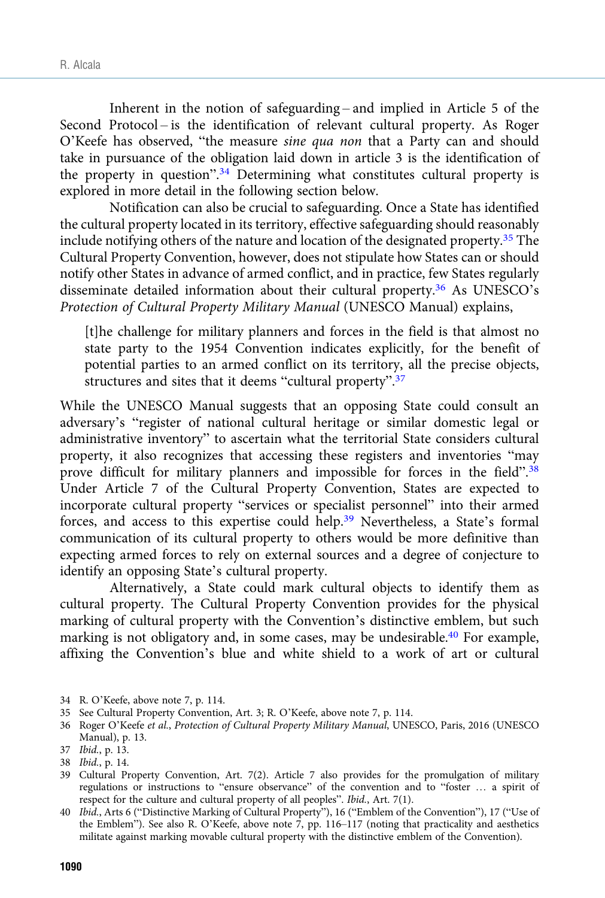Inherent in the notion of safeguarding – and implied in Article 5 of the Second Protocol – is the identification of relevant cultural property. As Roger O'Keefe has observed, "the measure *sine qua non* that a Party can and should take in pursuance of the obligation laid down in article 3 is the identification of the property in question".[34] Determining what constitutes cultural property is explored in more detail in the following section below.

Notification can also be crucial to safeguarding. Once a State has identified the cultural property located in its territory, effective safeguarding should reasonably include notifying others of the nature and location of the designated property.[35] The Cultural Property Convention, however, does not stipulate how States can or should notify other States in advance of armed conflict, and in practice, few States regularly disseminate detailed information about their cultural property.[36] As UNESCO's *Protection of Cultural Property Military Manual* (UNESCO Manual) explains,

> [t]he challenge for military planners and forces in the field is that almost no state party to the 1954 Convention indicates explicitly, for the benefit of potential parties to an armed conflict on its territory, all the precise objects, structures and sites that it deems "cultural property".[37]

While the UNESCO Manual suggests that an opposing State could consult an adversary's "register of national cultural heritage or similar domestic legal or administrative inventory" to ascertain what the territorial State considers cultural property, it also recognizes that accessing these registers and inventories "may prove difficult for military planners and impossible for forces in the field".[38] Under Article 7 of the Cultural Property Convention, States are expected to incorporate cultural property "services or specialist personnel" into their armed forces, and access to this expertise could help.[39] Nevertheless, a State's formal communication of its cultural property to others would be more definitive than expecting armed forces to rely on external sources and a degree of conjecture to identify an opposing State's cultural property.

Alternatively, a State could mark cultural objects to identify them as cultural property. The Cultural Property Convention provides for the physical marking of cultural property with the Convention's distinctive emblem, but such marking is not obligatory and, in some cases, may be undesirable.[40] For example, affixing the Convention's blue and white shield to a work of art or cultural

---

34 R. O'Keefe, above note 7, p. 114.

35 See Cultural Property Convention, Art. 3; R. O'Keefe, above note 7, p. 114.

36 Roger O'Keefe *et al.*, *Protection of Cultural Property Military Manual*, UNESCO, Paris, 2016 (UNESCO Manual), p. 13.

37 *Ibid.*, p. 13.

38 *Ibid.*, p. 14.

39 Cultural Property Convention, Art. 7(2). Article 7 also provides for the promulgation of military regulations or instructions to "ensure observance" of the convention and to "foster … a spirit of respect for the culture and cultural property of all peoples". *Ibid.*, Art. 7(1).

40 *Ibid.*, Arts 6 ("Distinctive Marking of Cultural Property"), 16 ("Emblem of the Convention"), 17 ("Use of the Emblem"). See also R. O'Keefe, above note 7, pp. 116–117 (noting that practicality and aesthetics militate against marking movable cultural property with the distinctive emblem of the Convention).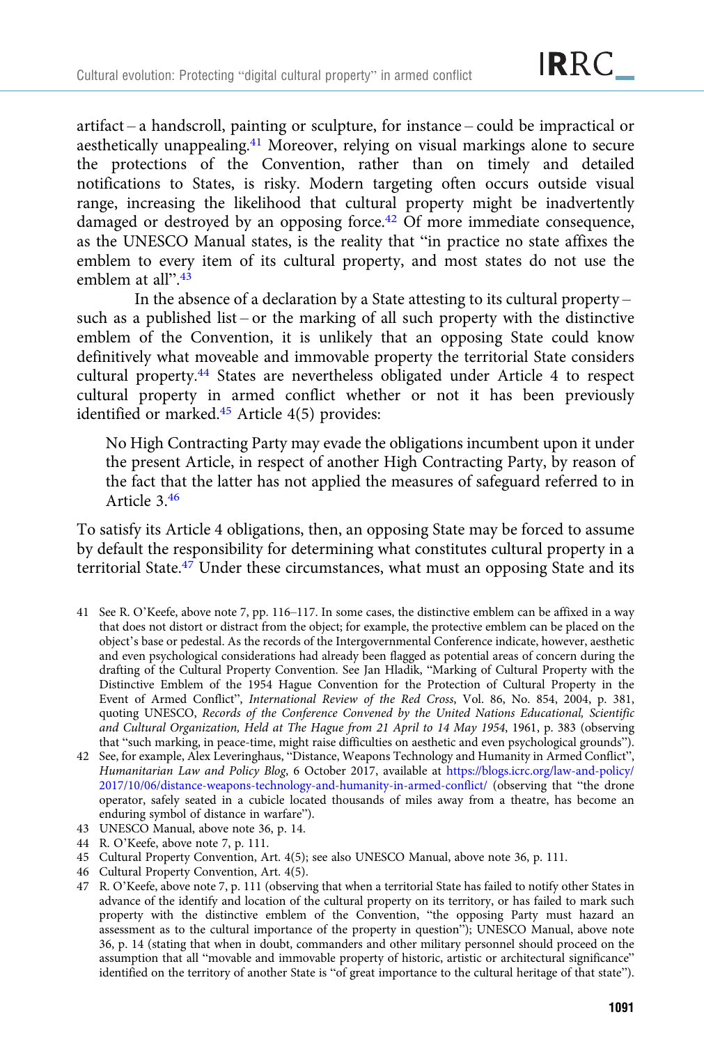artifact – a handscroll, painting or sculpture, for instance – could be impractical or aesthetically unappealing.[41] Moreover, relying on visual markings alone to secure the protections of the Convention, rather than on timely and detailed notifications to States, is risky. Modern targeting often occurs outside visual range, increasing the likelihood that cultural property might be inadvertently damaged or destroyed by an opposing force.[42] Of more immediate consequence, as the UNESCO Manual states, is the reality that "in practice no state affixes the emblem to every item of its cultural property, and most states do not use the emblem at all".[43]

In the absence of a declaration by a State attesting to its cultural property – such as a published list – or the marking of all such property with the distinctive emblem of the Convention, it is unlikely that an opposing State could know definitively what moveable and immovable property the territorial State considers cultural property.[44] States are nevertheless obligated under Article 4 to respect cultural property in armed conflict whether or not it has been previously identified or marked.[45] Article 4(5) provides:

> No High Contracting Party may evade the obligations incumbent upon it under the present Article, in respect of another High Contracting Party, by reason of the fact that the latter has not applied the measures of safeguard referred to in Article 3.[46]

To satisfy its Article 4 obligations, then, an opposing State may be forced to assume by default the responsibility for determining what constitutes cultural property in a territorial State.[47] Under these circumstances, what must an opposing State and its

---

41 See R. O'Keefe, above note 7, pp. 116–117. In some cases, the distinctive emblem can be affixed in a way that does not distort or distract from the object; for example, the protective emblem can be placed on the object's base or pedestal. As the records of the Intergovernmental Conference indicate, however, aesthetic and even psychological considerations had already been flagged as potential areas of concern during the drafting of the Cultural Property Convention. See Jan Hladik, "Marking of Cultural Property with the Distinctive Emblem of the 1954 Hague Convention for the Protection of Cultural Property in the Event of Armed Conflict", *International Review of the Red Cross*, Vol. 86, No. 854, 2004, p. 381, quoting UNESCO, *Records of the Conference Convened by the United Nations Educational, Scientific and Cultural Organization, Held at The Hague from 21 April to 14 May 1954*, 1961, p. 383 (observing that "such marking, in peace-time, might raise difficulties on aesthetic and even psychological grounds").

42 See, for example, Alex Leveringhaus, "Distance, Weapons Technology and Humanity in Armed Conflict", *Humanitarian Law and Policy Blog*, 6 October 2017, available at https://blogs.icrc.org/law-and-policy/2017/10/06/distance-weapons-technology-and-humanity-in-armed-conflict/ (observing that "the drone operator, safely seated in a cubicle located thousands of miles away from a theatre, has become an enduring symbol of distance in warfare").

43 UNESCO Manual, above note 36, p. 14.

44 R. O'Keefe, above note 7, p. 111.

45 Cultural Property Convention, Art. 4(5); see also UNESCO Manual, above note 36, p. 111.

46 Cultural Property Convention, Art. 4(5).

47 R. O'Keefe, above note 7, p. 111 (observing that when a territorial State has failed to notify other States in advance of the identify and location of the cultural property on its territory, or has failed to mark such property with the distinctive emblem of the Convention, "the opposing Party must hazard an assessment as to the cultural importance of the property in question"); UNESCO Manual, above note 36, p. 14 (stating that when in doubt, commanders and other military personnel should proceed on the assumption that all "movable and immovable property of historic, artistic or architectural significance" identified on the territory of another State is "of great importance to the cultural heritage of that state").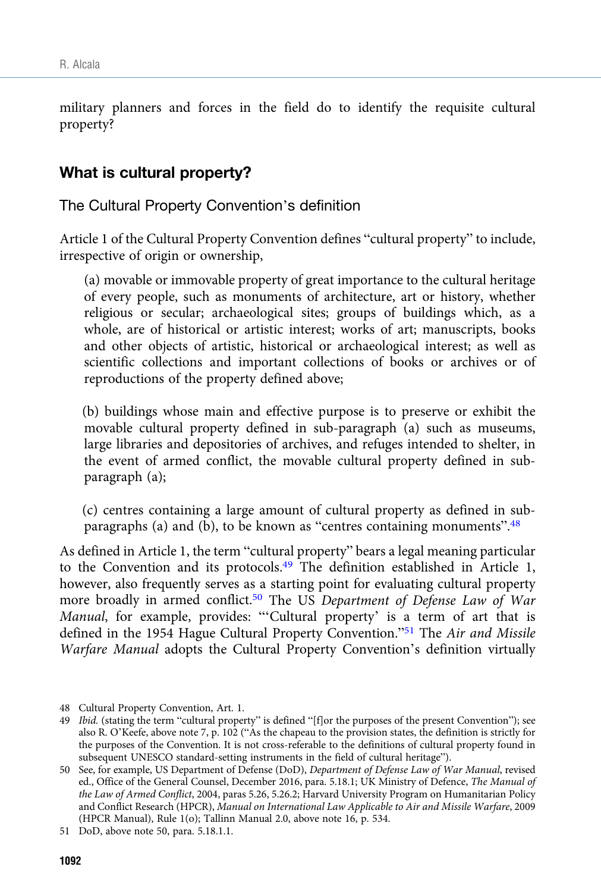military planners and forces in the field do to identify the requisite cultural property?

## What is cultural property?

### The Cultural Property Convention's definition

Article 1 of the Cultural Property Convention defines "cultural property" to include, irrespective of origin or ownership,

> (a) movable or immovable property of great importance to the cultural heritage of every people, such as monuments of architecture, art or history, whether religious or secular; archaeological sites; groups of buildings which, as a whole, are of historical or artistic interest; works of art; manuscripts, books and other objects of artistic, historical or archaeological interest; as well as scientific collections and important collections of books or archives or of reproductions of the property defined above;
>
> (b) buildings whose main and effective purpose is to preserve or exhibit the movable cultural property defined in sub-paragraph (a) such as museums, large libraries and depositories of archives, and refuges intended to shelter, in the event of armed conflict, the movable cultural property defined in sub-paragraph (a);
>
> (c) centres containing a large amount of cultural property as defined in sub-paragraphs (a) and (b), to be known as "centres containing monuments".[48]

As defined in Article 1, the term "cultural property" bears a legal meaning particular to the Convention and its protocols.[49] The definition established in Article 1, however, also frequently serves as a starting point for evaluating cultural property more broadly in armed conflict.[50] The US *Department of Defense Law of War Manual*, for example, provides: "'Cultural property' is a term of art that is defined in the 1954 Hague Cultural Property Convention."[51] The *Air and Missile Warfare Manual* adopts the Cultural Property Convention's definition virtually

---

48 Cultural Property Convention, Art. 1.

49 *Ibid.* (stating the term "cultural property" is defined "[f]or the purposes of the present Convention"); see also R. O'Keefe, above note 7, p. 102 ("As the chapeau to the provision states, the definition is strictly for the purposes of the Convention. It is not cross-referable to the definitions of cultural property found in subsequent UNESCO standard-setting instruments in the field of cultural heritage").

50 See, for example, US Department of Defense (DoD), *Department of Defense Law of War Manual*, revised ed., Office of the General Counsel, December 2016, para. 5.18.1; UK Ministry of Defence, *The Manual of the Law of Armed Conflict*, 2004, paras 5.26, 5.26.2; Harvard University Program on Humanitarian Policy and Conflict Research (HPCR), *Manual on International Law Applicable to Air and Missile Warfare*, 2009 (HPCR Manual), Rule 1(o); Tallinn Manual 2.0, above note 16, p. 534.

51 DoD, above note 50, para. 5.18.1.1.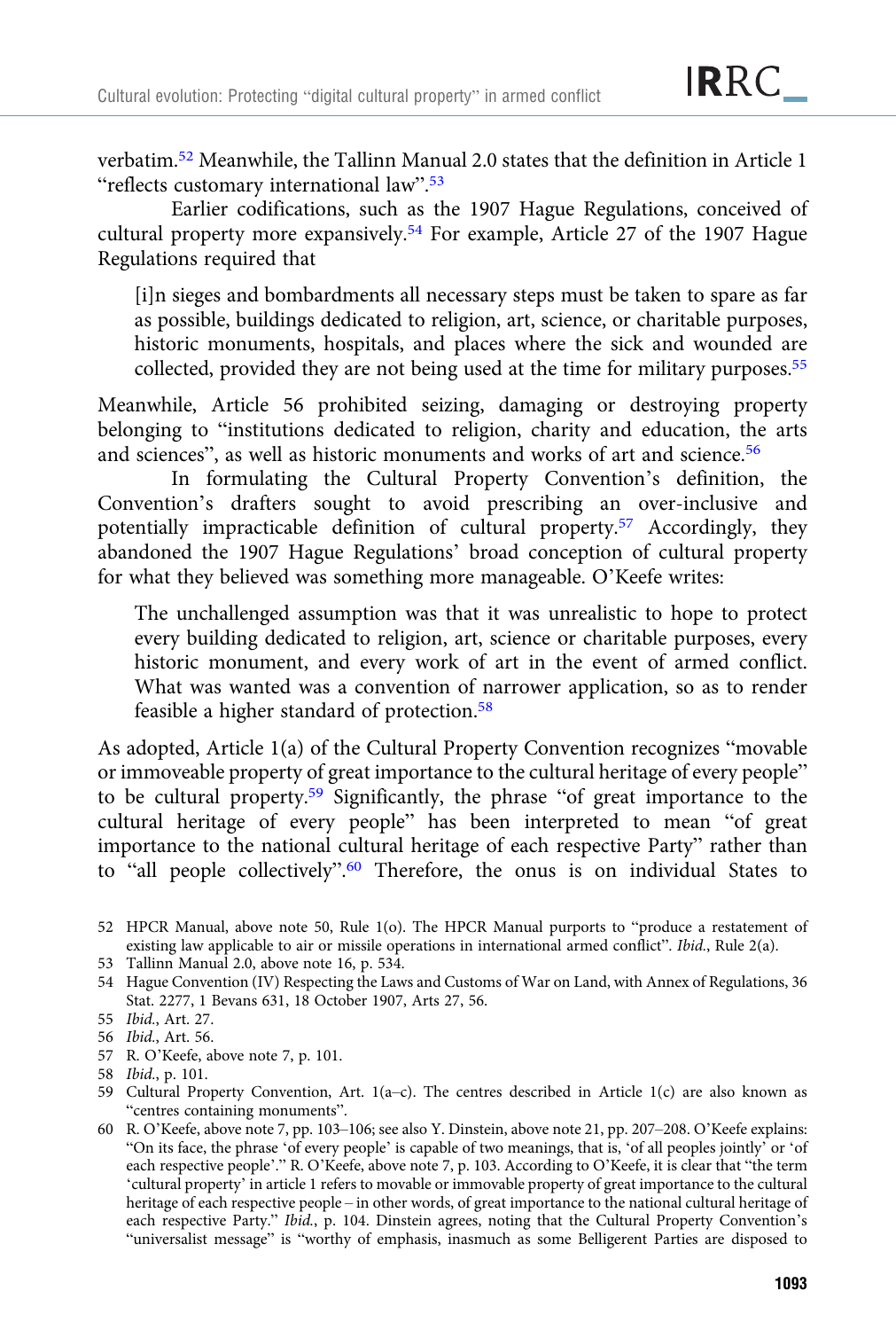verbatim.[52] Meanwhile, the Tallinn Manual 2.0 states that the definition in Article 1 "reflects customary international law".[53]

Earlier codifications, such as the 1907 Hague Regulations, conceived of cultural property more expansively.[54] For example, Article 27 of the 1907 Hague Regulations required that

> [i]n sieges and bombardments all necessary steps must be taken to spare as far as possible, buildings dedicated to religion, art, science, or charitable purposes, historic monuments, hospitals, and places where the sick and wounded are collected, provided they are not being used at the time for military purposes.[55]

Meanwhile, Article 56 prohibited seizing, damaging or destroying property belonging to "institutions dedicated to religion, charity and education, the arts and sciences", as well as historic monuments and works of art and science.[56]

In formulating the Cultural Property Convention's definition, the Convention's drafters sought to avoid prescribing an over-inclusive and potentially impracticable definition of cultural property.[57] Accordingly, they abandoned the 1907 Hague Regulations' broad conception of cultural property for what they believed was something more manageable. O'Keefe writes:

> The unchallenged assumption was that it was unrealistic to hope to protect every building dedicated to religion, art, science or charitable purposes, every historic monument, and every work of art in the event of armed conflict. What was wanted was a convention of narrower application, so as to render feasible a higher standard of protection.[58]

As adopted, Article 1(a) of the Cultural Property Convention recognizes "movable or immoveable property of great importance to the cultural heritage of every people" to be cultural property.[59] Significantly, the phrase "of great importance to the cultural heritage of every people" has been interpreted to mean "of great importance to the national cultural heritage of each respective Party" rather than to "all people collectively".[60] Therefore, the onus is on individual States to

---

52 HPCR Manual, above note 50, Rule 1(o). The HPCR Manual purports to "produce a restatement of existing law applicable to air or missile operations in international armed conflict". *Ibid.*, Rule 2(a).

53 Tallinn Manual 2.0, above note 16, p. 534.

54 Hague Convention (IV) Respecting the Laws and Customs of War on Land, with Annex of Regulations, 36 Stat. 2277, 1 Bevans 631, 18 October 1907, Arts 27, 56.

55 *Ibid.*, Art. 27.

56 *Ibid.*, Art. 56.

57 R. O'Keefe, above note 7, p. 101.

58 *Ibid.*, p. 101.

59 Cultural Property Convention, Art. 1(a–c). The centres described in Article 1(c) are also known as "centres containing monuments".

60 R. O'Keefe, above note 7, pp. 103–106; see also Y. Dinstein, above note 21, pp. 207–208. O'Keefe explains: "On its face, the phrase 'of every people' is capable of two meanings, that is, 'of all peoples jointly' or 'of each respective people'." R. O'Keefe, above note 7, p. 103. According to O'Keefe, it is clear that "the term 'cultural property' in article 1 refers to movable or immovable property of great importance to the cultural heritage of each respective people – in other words, of great importance to the national cultural heritage of each respective Party." *Ibid.*, p. 104. Dinstein agrees, noting that the Cultural Property Convention's "universalist message" is "worthy of emphasis, inasmuch as some Belligerent Parties are disposed to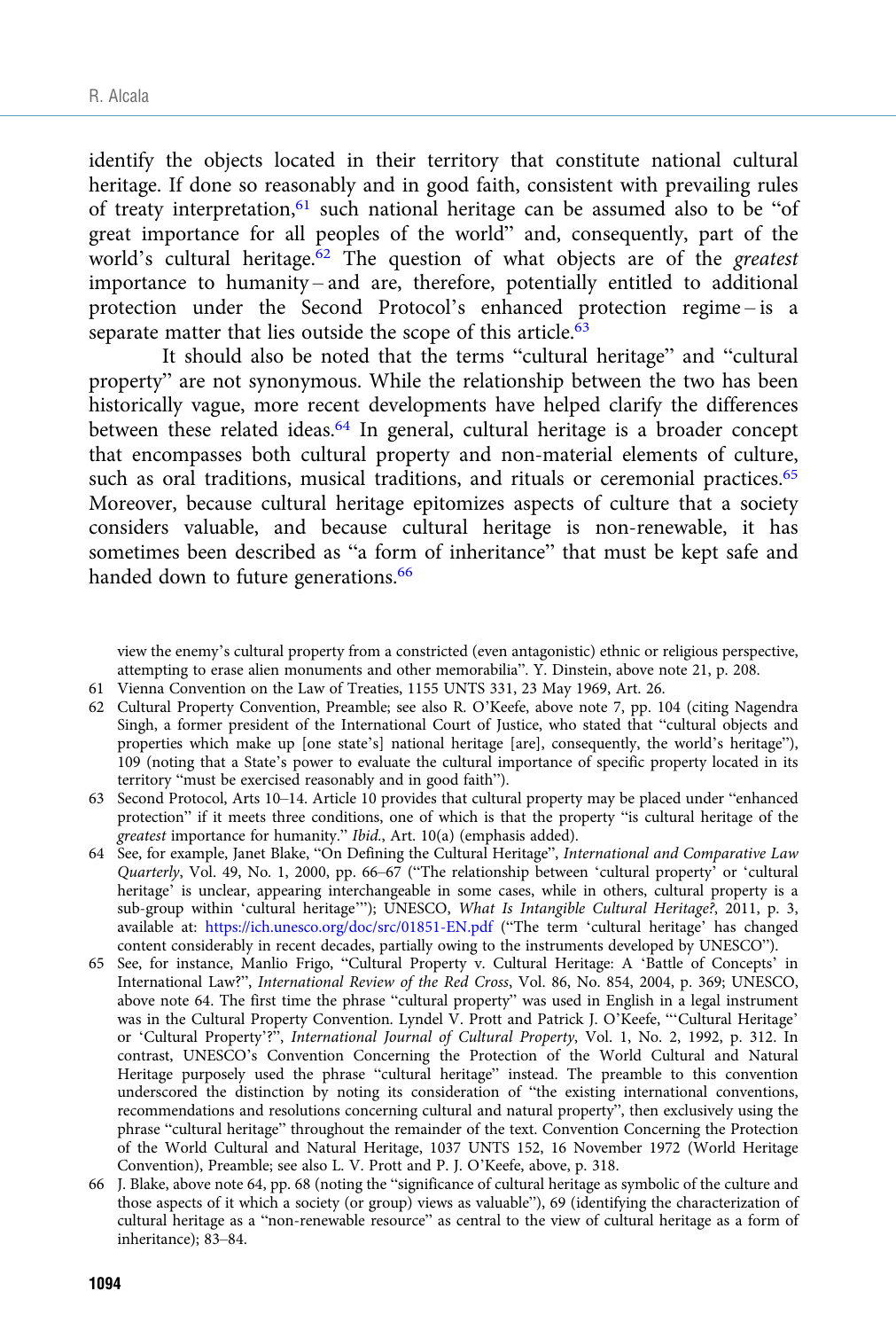identify the objects located in their territory that constitute national cultural heritage. If done so reasonably and in good faith, consistent with prevailing rules of treaty interpretation,[61] such national heritage can be assumed also to be "of great importance for all peoples of the world" and, consequently, part of the world's cultural heritage.[62] The question of what objects are of the *greatest* importance to humanity – and are, therefore, potentially entitled to additional protection under the Second Protocol's enhanced protection regime – is a separate matter that lies outside the scope of this article.[63]

It should also be noted that the terms "cultural heritage" and "cultural property" are not synonymous. While the relationship between the two has been historically vague, more recent developments have helped clarify the differences between these related ideas.[64] In general, cultural heritage is a broader concept that encompasses both cultural property and non-material elements of culture, such as oral traditions, musical traditions, and rituals or ceremonial practices.[65] Moreover, because cultural heritage epitomizes aspects of culture that a society considers valuable, and because cultural heritage is non-renewable, it has sometimes been described as "a form of inheritance" that must be kept safe and handed down to future generations.[66]

view the enemy's cultural property from a constricted (even antagonistic) ethnic or religious perspective, attempting to erase alien monuments and other memorabilia". Y. Dinstein, above note 21, p. 208.

61 Vienna Convention on the Law of Treaties, 1155 UNTS 331, 23 May 1969, Art. 26.

62 Cultural Property Convention, Preamble; see also R. O'Keefe, above note 7, pp. 104 (citing Nagendra Singh, a former president of the International Court of Justice, who stated that "cultural objects and properties which make up [one state's] national heritage [are], consequently, the world's heritage"), 109 (noting that a State's power to evaluate the cultural importance of specific property located in its territory "must be exercised reasonably and in good faith").

63 Second Protocol, Arts 10–14. Article 10 provides that cultural property may be placed under "enhanced protection" if it meets three conditions, one of which is that the property "is cultural heritage of the *greatest* importance for humanity." *Ibid.*, Art. 10(a) (emphasis added).

64 See, for example, Janet Blake, "On Defining the Cultural Heritage", *International and Comparative Law Quarterly*, Vol. 49, No. 1, 2000, pp. 66–67 ("The relationship between 'cultural property' or 'cultural heritage' is unclear, appearing interchangeable in some cases, while in others, cultural property is a sub-group within 'cultural heritage'"); UNESCO, *What Is Intangible Cultural Heritage?*, 2011, p. 3, available at: https://ich.unesco.org/doc/src/01851-EN.pdf ("The term 'cultural heritage' has changed content considerably in recent decades, partially owing to the instruments developed by UNESCO").

65 See, for instance, Manlio Frigo, "Cultural Property v. Cultural Heritage: A 'Battle of Concepts' in International Law?", *International Review of the Red Cross*, Vol. 86, No. 854, 2004, p. 369; UNESCO, above note 64. The first time the phrase "cultural property" was used in English in a legal instrument was in the Cultural Property Convention. Lyndel V. Prott and Patrick J. O'Keefe, "'Cultural Heritage' or 'Cultural Property'?", *International Journal of Cultural Property*, Vol. 1, No. 2, 1992, p. 312. In contrast, UNESCO's Convention Concerning the Protection of the World Cultural and Natural Heritage purposely used the phrase "cultural heritage" instead. The preamble to this convention underscored the distinction by noting its consideration of "the existing international conventions, recommendations and resolutions concerning cultural and natural property", then exclusively using the phrase "cultural heritage" throughout the remainder of the text. Convention Concerning the Protection of the World Cultural and Natural Heritage, 1037 UNTS 152, 16 November 1972 (World Heritage Convention), Preamble; see also L. V. Prott and P. J. O'Keefe, above, p. 318.

66 J. Blake, above note 64, pp. 68 (noting the "significance of cultural heritage as symbolic of the culture and those aspects of it which a society (or group) views as valuable"), 69 (identifying the characterization of cultural heritage as a "non-renewable resource" as central to the view of cultural heritage as a form of inheritance); 83–84.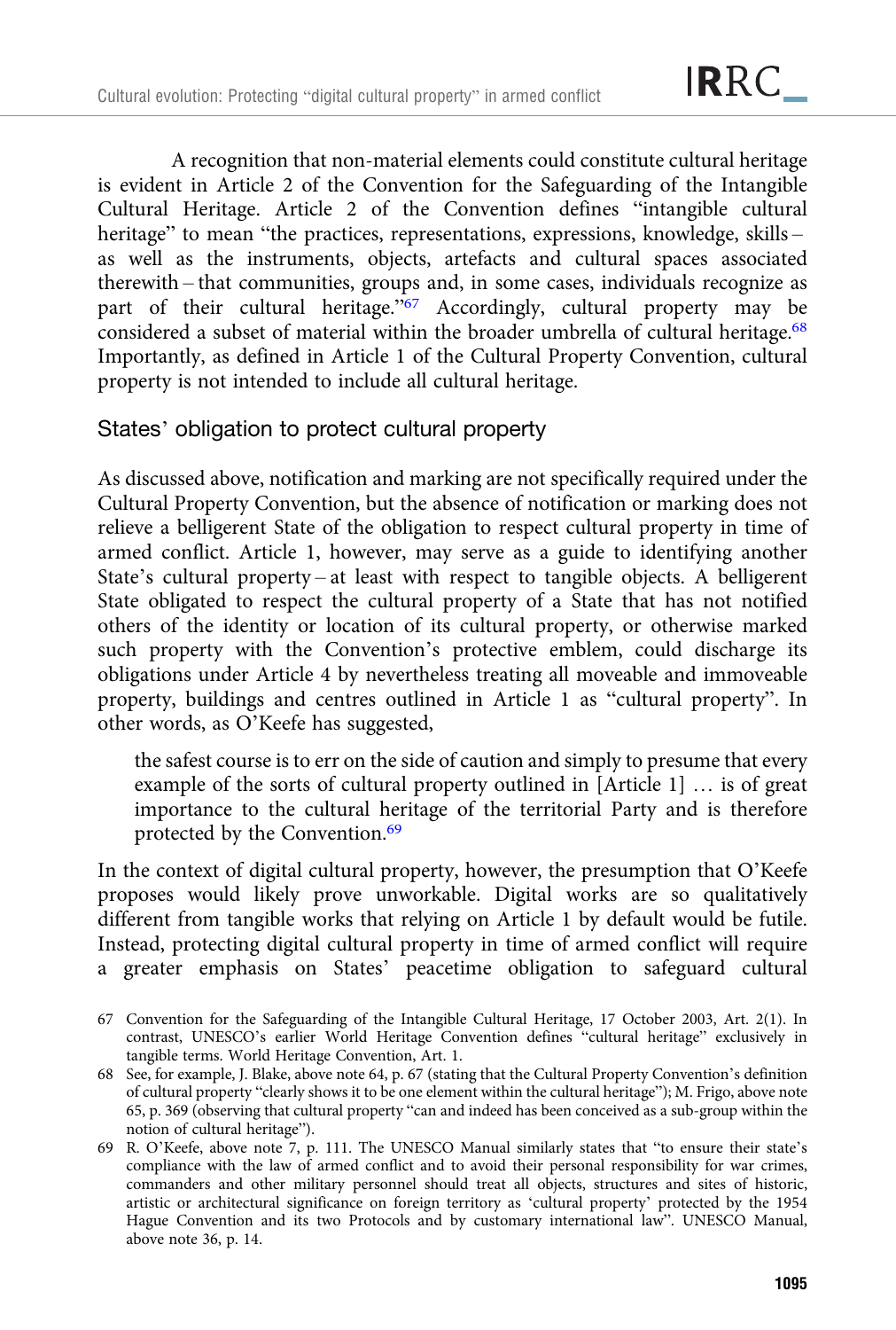A recognition that non-material elements could constitute cultural heritage is evident in Article 2 of the Convention for the Safeguarding of the Intangible Cultural Heritage. Article 2 of the Convention defines "intangible cultural heritage" to mean "the practices, representations, expressions, knowledge, skills – as well as the instruments, objects, artefacts and cultural spaces associated therewith – that communities, groups and, in some cases, individuals recognize as part of their cultural heritage."[67] Accordingly, cultural property may be considered a subset of material within the broader umbrella of cultural heritage.[68] Importantly, as defined in Article 1 of the Cultural Property Convention, cultural property is not intended to include all cultural heritage.

## States' obligation to protect cultural property

As discussed above, notification and marking are not specifically required under the Cultural Property Convention, but the absence of notification or marking does not relieve a belligerent State of the obligation to respect cultural property in time of armed conflict. Article 1, however, may serve as a guide to identifying another State's cultural property – at least with respect to tangible objects. A belligerent State obligated to respect the cultural property of a State that has not notified others of the identity or location of its cultural property, or otherwise marked such property with the Convention's protective emblem, could discharge its obligations under Article 4 by nevertheless treating all moveable and immoveable property, buildings and centres outlined in Article 1 as "cultural property". In other words, as O'Keefe has suggested,

> the safest course is to err on the side of caution and simply to presume that every example of the sorts of cultural property outlined in [Article 1] … is of great importance to the cultural heritage of the territorial Party and is therefore protected by the Convention.[69]

In the context of digital cultural property, however, the presumption that O'Keefe proposes would likely prove unworkable. Digital works are so qualitatively different from tangible works that relying on Article 1 by default would be futile. Instead, protecting digital cultural property in time of armed conflict will require a greater emphasis on States' peacetime obligation to safeguard cultural

67 Convention for the Safeguarding of the Intangible Cultural Heritage, 17 October 2003, Art. 2(1). In contrast, UNESCO's earlier World Heritage Convention defines "cultural heritage" exclusively in tangible terms. World Heritage Convention, Art. 1.

68 See, for example, J. Blake, above note 64, p. 67 (stating that the Cultural Property Convention's definition of cultural property "clearly shows it to be one element within the cultural heritage"); M. Frigo, above note 65, p. 369 (observing that cultural property "can and indeed has been conceived as a sub-group within the notion of cultural heritage").

69 R. O'Keefe, above note 7, p. 111. The UNESCO Manual similarly states that "to ensure their state's compliance with the law of armed conflict and to avoid their personal responsibility for war crimes, commanders and other military personnel should treat all objects, structures and sites of historic, artistic or architectural significance on foreign territory as 'cultural property' protected by the 1954 Hague Convention and its two Protocols and by customary international law". UNESCO Manual, above note 36, p. 14.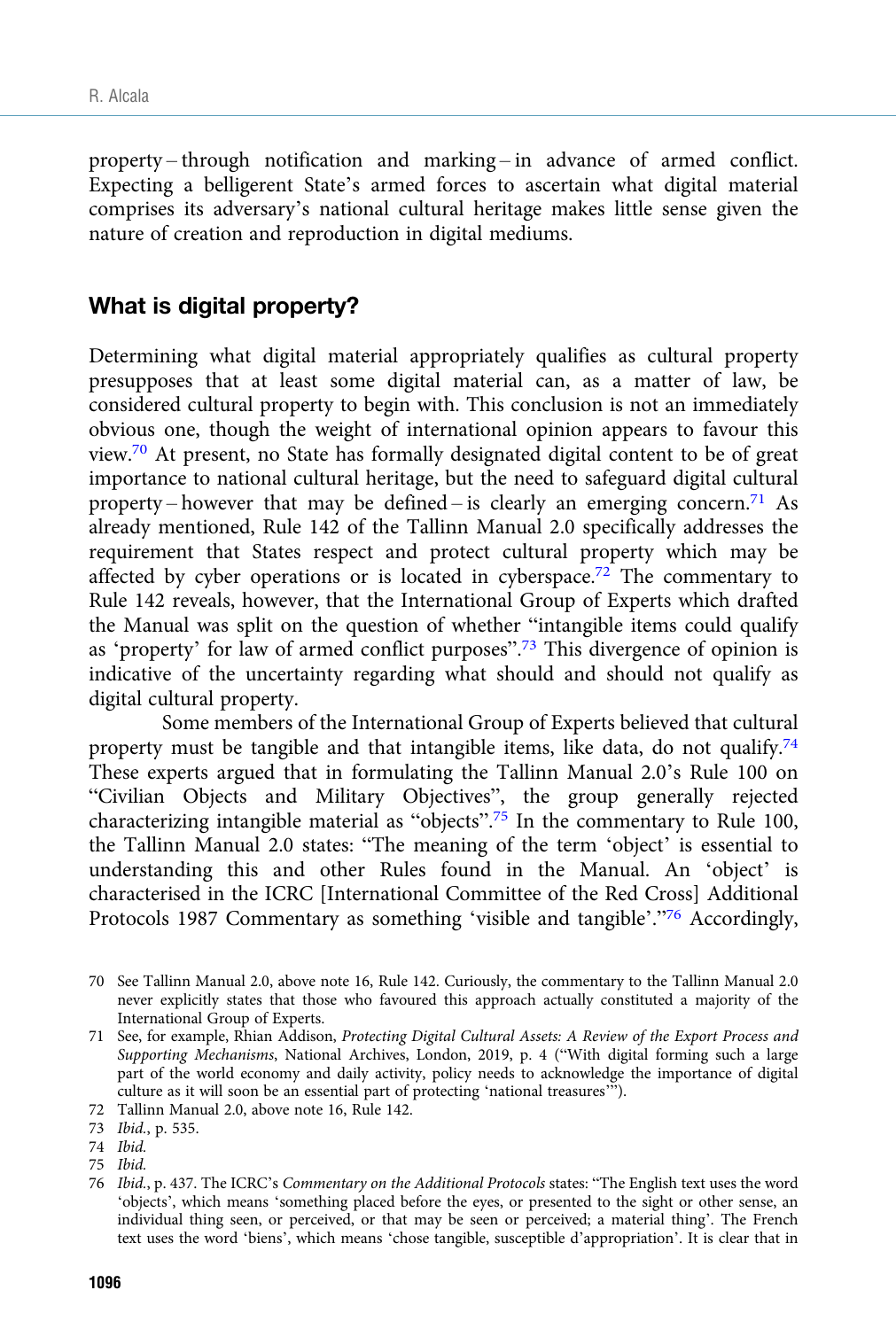property – through notification and marking – in advance of armed conflict. Expecting a belligerent State's armed forces to ascertain what digital material comprises its adversary's national cultural heritage makes little sense given the nature of creation and reproduction in digital mediums.

## What is digital property?

Determining what digital material appropriately qualifies as cultural property presupposes that at least some digital material can, as a matter of law, be considered cultural property to begin with. This conclusion is not an immediately obvious one, though the weight of international opinion appears to favour this view.[70] At present, no State has formally designated digital content to be of great importance to national cultural heritage, but the need to safeguard digital cultural property – however that may be defined – is clearly an emerging concern.[71] As already mentioned, Rule 142 of the Tallinn Manual 2.0 specifically addresses the requirement that States respect and protect cultural property which may be affected by cyber operations or is located in cyberspace.[72] The commentary to Rule 142 reveals, however, that the International Group of Experts which drafted the Manual was split on the question of whether "intangible items could qualify as 'property' for law of armed conflict purposes".[73] This divergence of opinion is indicative of the uncertainty regarding what should and should not qualify as digital cultural property.

Some members of the International Group of Experts believed that cultural property must be tangible and that intangible items, like data, do not qualify.[74] These experts argued that in formulating the Tallinn Manual 2.0's Rule 100 on "Civilian Objects and Military Objectives", the group generally rejected characterizing intangible material as "objects".[75] In the commentary to Rule 100, the Tallinn Manual 2.0 states: "The meaning of the term 'object' is essential to understanding this and other Rules found in the Manual. An 'object' is characterised in the ICRC [International Committee of the Red Cross] Additional Protocols 1987 Commentary as something 'visible and tangible'."[76] Accordingly,

70 See Tallinn Manual 2.0, above note 16, Rule 142. Curiously, the commentary to the Tallinn Manual 2.0 never explicitly states that those who favoured this approach actually constituted a majority of the International Group of Experts.

71 See, for example, Rhian Addison, *Protecting Digital Cultural Assets: A Review of the Export Process and Supporting Mechanisms*, National Archives, London, 2019, p. 4 ("With digital forming such a large part of the world economy and daily activity, policy needs to acknowledge the importance of digital culture as it will soon be an essential part of protecting 'national treasures'").

72 Tallinn Manual 2.0, above note 16, Rule 142.

73 *Ibid.*, p. 535.

74 *Ibid.*

75 *Ibid.*

76 *Ibid.*, p. 437. The ICRC's *Commentary on the Additional Protocols* states: "The English text uses the word 'objects', which means 'something placed before the eyes, or presented to the sight or other sense, an individual thing seen, or perceived, or that may be seen or perceived; a material thing'. The French text uses the word 'biens', which means 'chose tangible, susceptible d'appropriation'. It is clear that in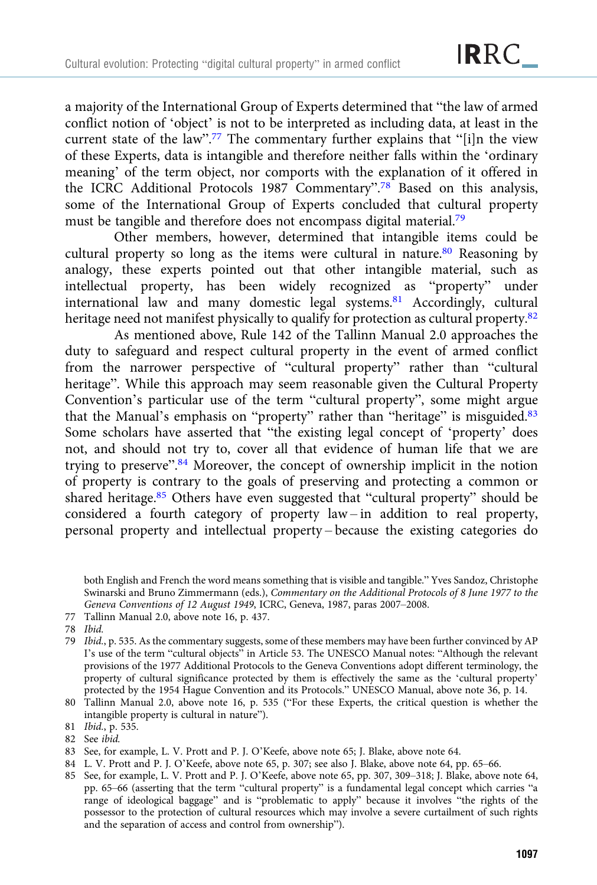a majority of the International Group of Experts determined that "the law of armed conflict notion of 'object' is not to be interpreted as including data, at least in the current state of the law".[77] The commentary further explains that "[i]n the view of these Experts, data is intangible and therefore neither falls within the 'ordinary meaning' of the term object, nor comports with the explanation of it offered in the ICRC Additional Protocols 1987 Commentary".[78] Based on this analysis, some of the International Group of Experts concluded that cultural property must be tangible and therefore does not encompass digital material.[79]

Other members, however, determined that intangible items could be cultural property so long as the items were cultural in nature.[80] Reasoning by analogy, these experts pointed out that other intangible material, such as intellectual property, has been widely recognized as "property" under international law and many domestic legal systems.[81] Accordingly, cultural heritage need not manifest physically to qualify for protection as cultural property.[82]

As mentioned above, Rule 142 of the Tallinn Manual 2.0 approaches the duty to safeguard and respect cultural property in the event of armed conflict from the narrower perspective of "cultural property" rather than "cultural heritage". While this approach may seem reasonable given the Cultural Property Convention's particular use of the term "cultural property", some might argue that the Manual's emphasis on "property" rather than "heritage" is misguided.[83] Some scholars have asserted that "the existing legal concept of 'property' does not, and should not try to, cover all that evidence of human life that we are trying to preserve".[84] Moreover, the concept of ownership implicit in the notion of property is contrary to the goals of preserving and protecting a common or shared heritage.[85] Others have even suggested that "cultural property" should be considered a fourth category of property law – in addition to real property, personal property and intellectual property – because the existing categories do

both English and French the word means something that is visible and tangible." Yves Sandoz, Christophe Swinarski and Bruno Zimmermann (eds.), *Commentary on the Additional Protocols of 8 June 1977 to the Geneva Conventions of 12 August 1949*, ICRC, Geneva, 1987, paras 2007–2008.

77 Tallinn Manual 2.0, above note 16, p. 437.

78 *Ibid.*

79 *Ibid.*, p. 535. As the commentary suggests, some of these members may have been further convinced by AP I's use of the term "cultural objects" in Article 53. The UNESCO Manual notes: "Although the relevant provisions of the 1977 Additional Protocols to the Geneva Conventions adopt different terminology, the property of cultural significance protected by them is effectively the same as the 'cultural property' protected by the 1954 Hague Convention and its Protocols." UNESCO Manual, above note 36, p. 14.

80 Tallinn Manual 2.0, above note 16, p. 535 ("For these Experts, the critical question is whether the intangible property is cultural in nature").

81 *Ibid.*, p. 535.

82 See *ibid.*

83 See, for example, L. V. Prott and P. J. O'Keefe, above note 65; J. Blake, above note 64.

84 L. V. Prott and P. J. O'Keefe, above note 65, p. 307; see also J. Blake, above note 64, pp. 65–66.

85 See, for example, L. V. Prott and P. J. O'Keefe, above note 65, pp. 307, 309–318; J. Blake, above note 64, pp. 65–66 (asserting that the term "cultural property" is a fundamental legal concept which carries "a range of ideological baggage" and is "problematic to apply" because it involves "the rights of the possessor to the protection of cultural resources which may involve a severe curtailment of such rights and the separation of access and control from ownership").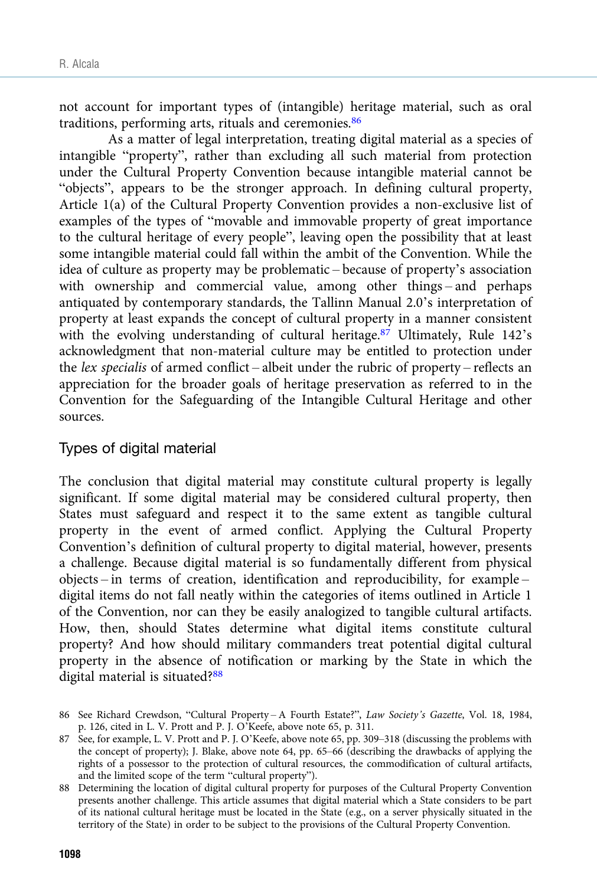not account for important types of (intangible) heritage material, such as oral traditions, performing arts, rituals and ceremonies.[86]

As a matter of legal interpretation, treating digital material as a species of intangible "property", rather than excluding all such material from protection under the Cultural Property Convention because intangible material cannot be "objects", appears to be the stronger approach. In defining cultural property, Article 1(a) of the Cultural Property Convention provides a non-exclusive list of examples of the types of "movable and immovable property of great importance to the cultural heritage of every people", leaving open the possibility that at least some intangible material could fall within the ambit of the Convention. While the idea of culture as property may be problematic – because of property's association with ownership and commercial value, among other things – and perhaps antiquated by contemporary standards, the Tallinn Manual 2.0's interpretation of property at least expands the concept of cultural property in a manner consistent with the evolving understanding of cultural heritage.[87] Ultimately, Rule 142's acknowledgment that non-material culture may be entitled to protection under the *lex specialis* of armed conflict – albeit under the rubric of property – reflects an appreciation for the broader goals of heritage preservation as referred to in the Convention for the Safeguarding of the Intangible Cultural Heritage and other sources.

## Types of digital material

The conclusion that digital material may constitute cultural property is legally significant. If some digital material may be considered cultural property, then States must safeguard and respect it to the same extent as tangible cultural property in the event of armed conflict. Applying the Cultural Property Convention's definition of cultural property to digital material, however, presents a challenge. Because digital material is so fundamentally different from physical objects – in terms of creation, identification and reproducibility, for example – digital items do not fall neatly within the categories of items outlined in Article 1 of the Convention, nor can they be easily analogized to tangible cultural artifacts. How, then, should States determine what digital items constitute cultural property? And how should military commanders treat potential digital cultural property in the absence of notification or marking by the State in which the digital material is situated?[88]

86 See Richard Crewdson, "Cultural Property – A Fourth Estate?", *Law Society's Gazette*, Vol. 18, 1984, p. 126, cited in L. V. Prott and P. J. O'Keefe, above note 65, p. 311.

87 See, for example, L. V. Prott and P. J. O'Keefe, above note 65, pp. 309–318 (discussing the problems with the concept of property); J. Blake, above note 64, pp. 65–66 (describing the drawbacks of applying the rights of a possessor to the protection of cultural resources, the commodification of cultural artifacts, and the limited scope of the term "cultural property").

88 Determining the location of digital cultural property for purposes of the Cultural Property Convention presents another challenge. This article assumes that digital material which a State considers to be part of its national cultural heritage must be located in the State (e.g., on a server physically situated in the territory of the State) in order to be subject to the provisions of the Cultural Property Convention.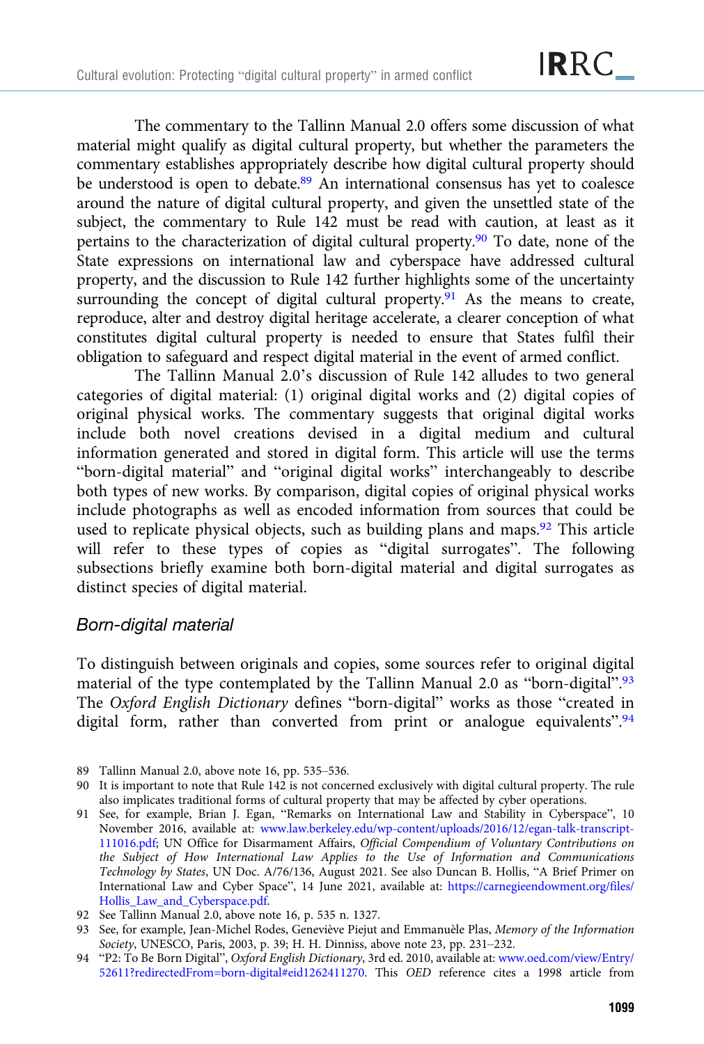The commentary to the Tallinn Manual 2.0 offers some discussion of what material might qualify as digital cultural property, but whether the parameters the commentary establishes appropriately describe how digital cultural property should be understood is open to debate.[89] An international consensus has yet to coalesce around the nature of digital cultural property, and given the unsettled state of the subject, the commentary to Rule 142 must be read with caution, at least as it pertains to the characterization of digital cultural property.[90] To date, none of the State expressions on international law and cyberspace have addressed cultural property, and the discussion to Rule 142 further highlights some of the uncertainty surrounding the concept of digital cultural property.[91] As the means to create, reproduce, alter and destroy digital heritage accelerate, a clearer conception of what constitutes digital cultural property is needed to ensure that States fulfil their obligation to safeguard and respect digital material in the event of armed conflict.

The Tallinn Manual 2.0's discussion of Rule 142 alludes to two general categories of digital material: (1) original digital works and (2) digital copies of original physical works. The commentary suggests that original digital works include both novel creations devised in a digital medium and cultural information generated and stored in digital form. This article will use the terms "born-digital material" and "original digital works" interchangeably to describe both types of new works. By comparison, digital copies of original physical works include photographs as well as encoded information from sources that could be used to replicate physical objects, such as building plans and maps.[92] This article will refer to these types of copies as "digital surrogates". The following subsections briefly examine both born-digital material and digital surrogates as distinct species of digital material.

### Born-digital material

To distinguish between originals and copies, some sources refer to original digital material of the type contemplated by the Tallinn Manual 2.0 as "born-digital".[93] The *Oxford English Dictionary* defines "born-digital" works as those "created in digital form, rather than converted from print or analogue equivalents".[94]

89 Tallinn Manual 2.0, above note 16, pp. 535–536.

90 It is important to note that Rule 142 is not concerned exclusively with digital cultural property. The rule also implicates traditional forms of cultural property that may be affected by cyber operations.

91 See, for example, Brian J. Egan, "Remarks on International Law and Stability in Cyberspace", 10 November 2016, available at: www.law.berkeley.edu/wp-content/uploads/2016/12/egan-talk-transcript-111016.pdf; UN Office for Disarmament Affairs, *Official Compendium of Voluntary Contributions on the Subject of How International Law Applies to the Use of Information and Communications Technology by States*, UN Doc. A/76/136, August 2021. See also Duncan B. Hollis, "A Brief Primer on International Law and Cyber Space", 14 June 2021, available at: https://carnegieendowment.org/files/Hollis_Law_and_Cyberspace.pdf.

92 See Tallinn Manual 2.0, above note 16, p. 535 n. 1327.

93 See, for example, Jean-Michel Rodes, Geneviève Piejut and Emmanuèle Plas, *Memory of the Information Society*, UNESCO, Paris, 2003, p. 39; H. H. Dinniss, above note 23, pp. 231–232.

94 "P2: To Be Born Digital", *Oxford English Dictionary*, 3rd ed. 2010, available at: www.oed.com/view/Entry/52611?redirectedFrom=born-digital#eid1262411270. This *OED* reference cites a 1998 article from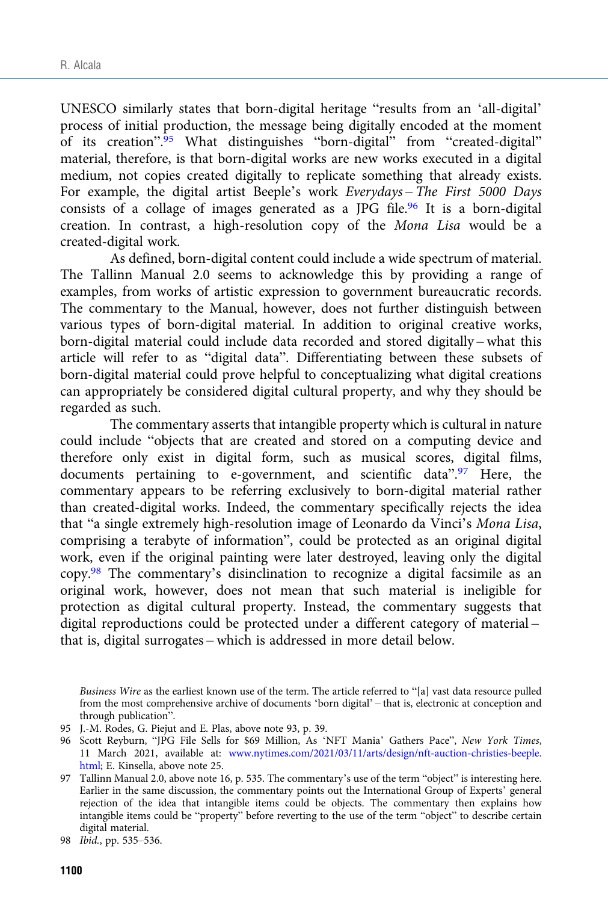UNESCO similarly states that born-digital heritage "results from an 'all-digital' process of initial production, the message being digitally encoded at the moment of its creation".[95] What distinguishes "born-digital" from "created-digital" material, therefore, is that born-digital works are new works executed in a digital medium, not copies created digitally to replicate something that already exists. For example, the digital artist Beeple's work *Everydays – The First 5000 Days* consists of a collage of images generated as a JPG file.[96] It is a born-digital creation. In contrast, a high-resolution copy of the *Mona Lisa* would be a created-digital work.

As defined, born-digital content could include a wide spectrum of material. The Tallinn Manual 2.0 seems to acknowledge this by providing a range of examples, from works of artistic expression to government bureaucratic records. The commentary to the Manual, however, does not further distinguish between various types of born-digital material. In addition to original creative works, born-digital material could include data recorded and stored digitally – what this article will refer to as "digital data". Differentiating between these subsets of born-digital material could prove helpful to conceptualizing what digital creations can appropriately be considered digital cultural property, and why they should be regarded as such.

The commentary asserts that intangible property which is cultural in nature could include "objects that are created and stored on a computing device and therefore only exist in digital form, such as musical scores, digital films, documents pertaining to e-government, and scientific data".[97] Here, the commentary appears to be referring exclusively to born-digital material rather than created-digital works. Indeed, the commentary specifically rejects the idea that "a single extremely high-resolution image of Leonardo da Vinci's *Mona Lisa*, comprising a terabyte of information", could be protected as an original digital work, even if the original painting were later destroyed, leaving only the digital copy.[98] The commentary's disinclination to recognize a digital facsimile as an original work, however, does not mean that such material is ineligible for protection as digital cultural property. Instead, the commentary suggests that digital reproductions could be protected under a different category of material – that is, digital surrogates – which is addressed in more detail below.

*Business Wire* as the earliest known use of the term. The article referred to "[a] vast data resource pulled from the most comprehensive archive of documents 'born digital' – that is, electronic at conception and through publication".

95 J.-M. Rodes, G. Piejut and E. Plas, above note 93, p. 39.

96 Scott Reyburn, "JPG File Sells for $69 Million, As 'NFT Mania' Gathers Pace", *New York Times*, 11 March 2021, available at: www.nytimes.com/2021/03/11/arts/design/nft-auction-christies-beeple.html; E. Kinsella, above note 25.

97 Tallinn Manual 2.0, above note 16, p. 535. The commentary's use of the term "object" is interesting here. Earlier in the same discussion, the commentary points out the International Group of Experts' general rejection of the idea that intangible items could be objects. The commentary then explains how intangible items could be "property" before reverting to the use of the term "object" to describe certain digital material.

98 *Ibid.*, pp. 535–536.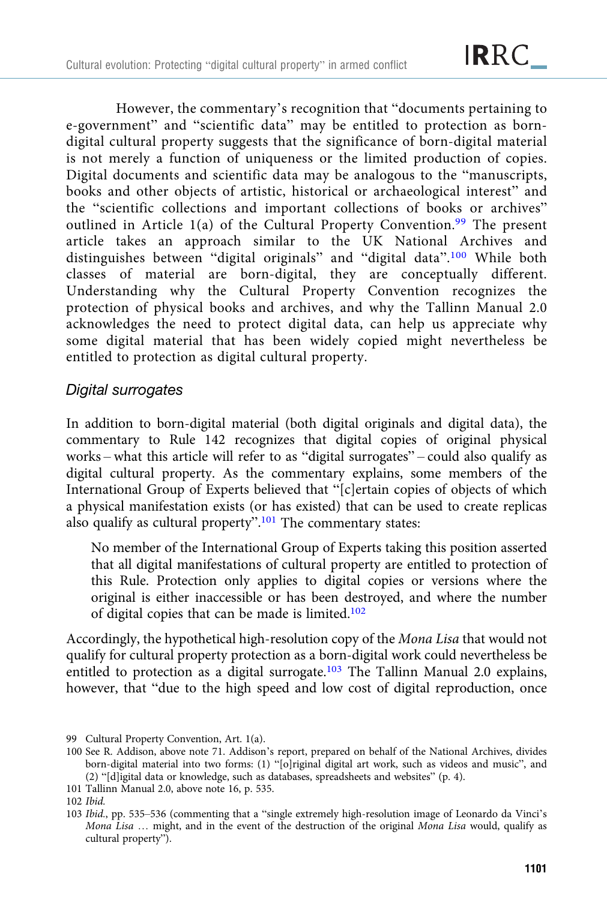However, the commentary's recognition that "documents pertaining to e-government" and "scientific data" may be entitled to protection as born-digital cultural property suggests that the significance of born-digital material is not merely a function of uniqueness or the limited production of copies. Digital documents and scientific data may be analogous to the "manuscripts, books and other objects of artistic, historical or archaeological interest" and the "scientific collections and important collections of books or archives" outlined in Article 1(a) of the Cultural Property Convention.[99] The present article takes an approach similar to the UK National Archives and distinguishes between "digital originals" and "digital data".[100] While both classes of material are born-digital, they are conceptually different. Understanding why the Cultural Property Convention recognizes the protection of physical books and archives, and why the Tallinn Manual 2.0 acknowledges the need to protect digital data, can help us appreciate why some digital material that has been widely copied might nevertheless be entitled to protection as digital cultural property.

### *Digital surrogates*

In addition to born-digital material (both digital originals and digital data), the commentary to Rule 142 recognizes that digital copies of original physical works – what this article will refer to as "digital surrogates" – could also qualify as digital cultural property. As the commentary explains, some members of the International Group of Experts believed that "[c]ertain copies of objects of which a physical manifestation exists (or has existed) that can be used to create replicas also qualify as cultural property".[101] The commentary states:

> No member of the International Group of Experts taking this position asserted that all digital manifestations of cultural property are entitled to protection of this Rule. Protection only applies to digital copies or versions where the original is either inaccessible or has been destroyed, and where the number of digital copies that can be made is limited.[102]

Accordingly, the hypothetical high-resolution copy of the *Mona Lisa* that would not qualify for cultural property protection as a born-digital work could nevertheless be entitled to protection as a digital surrogate.[103] The Tallinn Manual 2.0 explains, however, that "due to the high speed and low cost of digital reproduction, once

---

99 Cultural Property Convention, Art. 1(a).

100 See R. Addison, above note 71. Addison's report, prepared on behalf of the National Archives, divides born-digital material into two forms: (1) "[o]riginal digital art work, such as videos and music", and (2) "[d]igital data or knowledge, such as databases, spreadsheets and websites" (p. 4).

101 Tallinn Manual 2.0, above note 16, p. 535.

102 *Ibid.*

103 *Ibid.*, pp. 535–536 (commenting that a "single extremely high-resolution image of Leonardo da Vinci's *Mona Lisa* … might, and in the event of the destruction of the original *Mona Lisa* would, qualify as cultural property").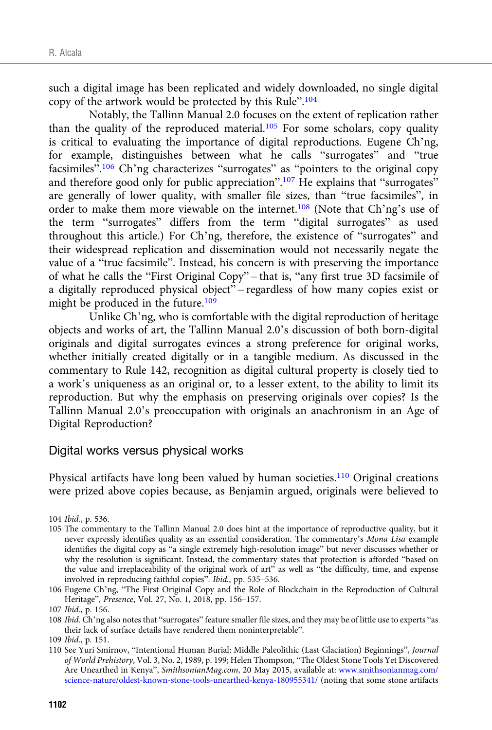such a digital image has been replicated and widely downloaded, no single digital copy of the artwork would be protected by this Rule".[104]

Notably, the Tallinn Manual 2.0 focuses on the extent of replication rather than the quality of the reproduced material.[105] For some scholars, copy quality is critical to evaluating the importance of digital reproductions. Eugene Ch'ng, for example, distinguishes between what he calls "surrogates" and "true facsimiles".[106] Ch'ng characterizes "surrogates" as "pointers to the original copy and therefore good only for public appreciation".[107] He explains that "surrogates" are generally of lower quality, with smaller file sizes, than "true facsimiles", in order to make them more viewable on the internet.[108] (Note that Ch'ng's use of the term "surrogates" differs from the term "digital surrogates" as used throughout this article.) For Ch'ng, therefore, the existence of "surrogates" and their widespread replication and dissemination would not necessarily negate the value of a "true facsimile". Instead, his concern is with preserving the importance of what he calls the "First Original Copy" – that is, "any first true 3D facsimile of a digitally reproduced physical object" – regardless of how many copies exist or might be produced in the future.[109]

Unlike Ch'ng, who is comfortable with the digital reproduction of heritage objects and works of art, the Tallinn Manual 2.0's discussion of both born-digital originals and digital surrogates evinces a strong preference for original works, whether initially created digitally or in a tangible medium. As discussed in the commentary to Rule 142, recognition as digital cultural property is closely tied to a work's uniqueness as an original or, to a lesser extent, to the ability to limit its reproduction. But why the emphasis on preserving originals over copies? Is the Tallinn Manual 2.0's preoccupation with originals an anachronism in an Age of Digital Reproduction?

## Digital works versus physical works

Physical artifacts have long been valued by human societies.[110] Original creations were prized above copies because, as Benjamin argued, originals were believed to

104 *Ibid.*, p. 536.

105 The commentary to the Tallinn Manual 2.0 does hint at the importance of reproductive quality, but it never expressly identifies quality as an essential consideration. The commentary's *Mona Lisa* example identifies the digital copy as "a single extremely high-resolution image" but never discusses whether or why the resolution is significant. Instead, the commentary states that protection is afforded "based on the value and irreplaceability of the original work of art" as well as "the difficulty, time, and expense involved in reproducing faithful copies". *Ibid.*, pp. 535–536.

106 Eugene Ch'ng, "The First Original Copy and the Role of Blockchain in the Reproduction of Cultural Heritage", *Presence*, Vol. 27, No. 1, 2018, pp. 156–157.

107 *Ibid.*, p. 156.

108 *Ibid.* Ch'ng also notes that "surrogates" feature smaller file sizes, and they may be of little use to experts "as their lack of surface details have rendered them noninterpretable".

109 *Ibid.*, p. 151.

110 See Yuri Smirnov, "Intentional Human Burial: Middle Paleolithic (Last Glaciation) Beginnings", *Journal of World Prehistory*, Vol. 3, No. 2, 1989, p. 199; Helen Thompson, "The Oldest Stone Tools Yet Discovered Are Unearthed in Kenya", *SmithsonianMag.com*, 20 May 2015, available at: www.smithsonianmag.com/science-nature/oldest-known-stone-tools-unearthed-kenya-180955341/ (noting that some stone artifacts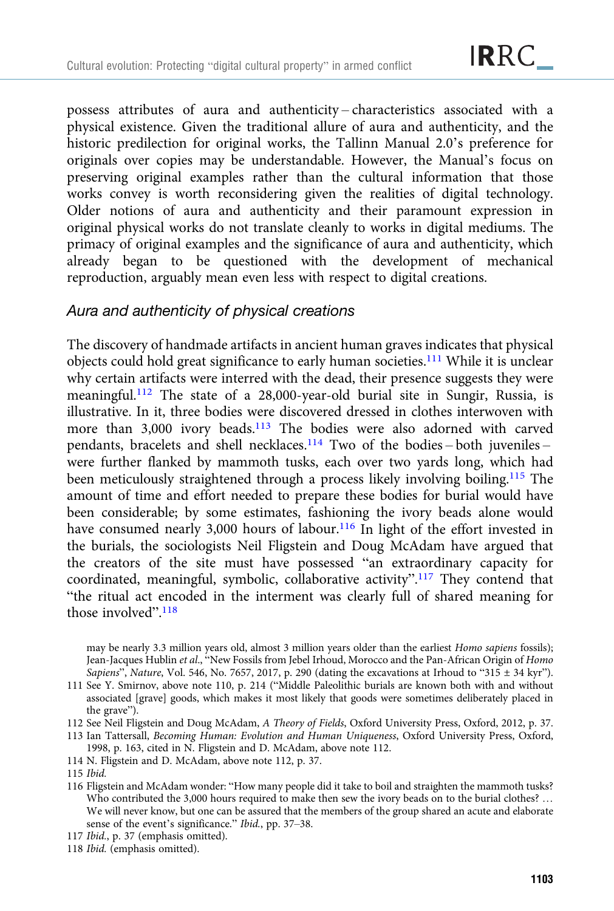possess attributes of aura and authenticity – characteristics associated with a physical existence. Given the traditional allure of aura and authenticity, and the historic predilection for original works, the Tallinn Manual 2.0's preference for originals over copies may be understandable. However, the Manual's focus on preserving original examples rather than the cultural information that those works convey is worth reconsidering given the realities of digital technology. Older notions of aura and authenticity and their paramount expression in original physical works do not translate cleanly to works in digital mediums. The primacy of original examples and the significance of aura and authenticity, which already began to be questioned with the development of mechanical reproduction, arguably mean even less with respect to digital creations.

### *Aura and authenticity of physical creations*

The discovery of handmade artifacts in ancient human graves indicates that physical objects could hold great significance to early human societies.[111] While it is unclear why certain artifacts were interred with the dead, their presence suggests they were meaningful.[112] The state of a 28,000-year-old burial site in Sungir, Russia, is illustrative. In it, three bodies were discovered dressed in clothes interwoven with more than 3,000 ivory beads.[113] The bodies were also adorned with carved pendants, bracelets and shell necklaces.[114] Two of the bodies – both juveniles – were further flanked by mammoth tusks, each over two yards long, which had been meticulously straightened through a process likely involving boiling.[115] The amount of time and effort needed to prepare these bodies for burial would have been considerable; by some estimates, fashioning the ivory beads alone would have consumed nearly 3,000 hours of labour.[116] In light of the effort invested in the burials, the sociologists Neil Fligstein and Doug McAdam have argued that the creators of the site must have possessed "an extraordinary capacity for coordinated, meaningful, symbolic, collaborative activity".[117] They contend that "the ritual act encoded in the interment was clearly full of shared meaning for those involved".[118]

---

may be nearly 3.3 million years old, almost 3 million years older than the earliest *Homo sapiens* fossils); Jean-Jacques Hublin *et al.*, "New Fossils from Jebel Irhoud, Morocco and the Pan-African Origin of *Homo Sapiens*", *Nature*, Vol. 546, No. 7657, 2017, p. 290 (dating the excavations at Irhoud to "315 ± 34 kyr").

111 See Y. Smirnov, above note 110, p. 214 ("Middle Paleolithic burials are known both with and without associated [grave] goods, which makes it most likely that goods were sometimes deliberately placed in the grave").

112 See Neil Fligstein and Doug McAdam, *A Theory of Fields*, Oxford University Press, Oxford, 2012, p. 37.

113 Ian Tattersall, *Becoming Human: Evolution and Human Uniqueness*, Oxford University Press, Oxford, 1998, p. 163, cited in N. Fligstein and D. McAdam, above note 112.

114 N. Fligstein and D. McAdam, above note 112, p. 37.

115 *Ibid.*

116 Fligstein and McAdam wonder: "How many people did it take to boil and straighten the mammoth tusks? Who contributed the 3,000 hours required to make then sew the ivory beads on to the burial clothes? … We will never know, but one can be assured that the members of the group shared an acute and elaborate sense of the event's significance." *Ibid.*, pp. 37–38.

117 *Ibid.*, p. 37 (emphasis omitted).

118 *Ibid.* (emphasis omitted).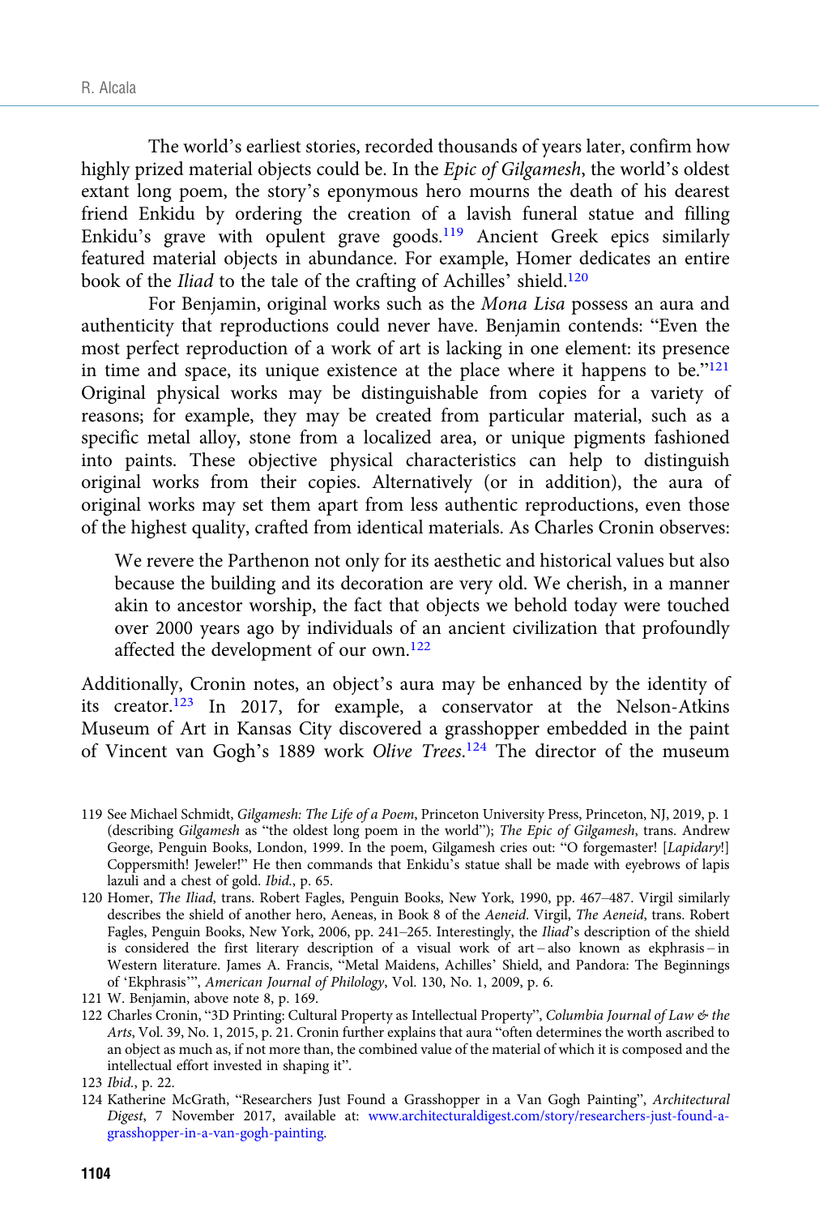The world's earliest stories, recorded thousands of years later, confirm how highly prized material objects could be. In the *Epic of Gilgamesh*, the world's oldest extant long poem, the story's eponymous hero mourns the death of his dearest friend Enkidu by ordering the creation of a lavish funeral statue and filling Enkidu's grave with opulent grave goods.[119] Ancient Greek epics similarly featured material objects in abundance. For example, Homer dedicates an entire book of the *Iliad* to the tale of the crafting of Achilles' shield.[120]

For Benjamin, original works such as the *Mona Lisa* possess an aura and authenticity that reproductions could never have. Benjamin contends: "Even the most perfect reproduction of a work of art is lacking in one element: its presence in time and space, its unique existence at the place where it happens to be."[121] Original physical works may be distinguishable from copies for a variety of reasons; for example, they may be created from particular material, such as a specific metal alloy, stone from a localized area, or unique pigments fashioned into paints. These objective physical characteristics can help to distinguish original works from their copies. Alternatively (or in addition), the aura of original works may set them apart from less authentic reproductions, even those of the highest quality, crafted from identical materials. As Charles Cronin observes:

> We revere the Parthenon not only for its aesthetic and historical values but also because the building and its decoration are very old. We cherish, in a manner akin to ancestor worship, the fact that objects we behold today were touched over 2000 years ago by individuals of an ancient civilization that profoundly affected the development of our own.[122]

Additionally, Cronin notes, an object's aura may be enhanced by the identity of its creator.[123] In 2017, for example, a conservator at the Nelson-Atkins Museum of Art in Kansas City discovered a grasshopper embedded in the paint of Vincent van Gogh's 1889 work *Olive Trees*.[124] The director of the museum

---

119 See Michael Schmidt, *Gilgamesh: The Life of a Poem*, Princeton University Press, Princeton, NJ, 2019, p. 1 (describing *Gilgamesh* as "the oldest long poem in the world"); *The Epic of Gilgamesh*, trans. Andrew George, Penguin Books, London, 1999. In the poem, Gilgamesh cries out: "O forgemaster! [*Lapidary*!] Coppersmith! Jeweler!" He then commands that Enkidu's statue shall be made with eyebrows of lapis lazuli and a chest of gold. *Ibid.*, p. 65.

120 Homer, *The Iliad*, trans. Robert Fagles, Penguin Books, New York, 1990, pp. 467–487. Virgil similarly describes the shield of another hero, Aeneas, in Book 8 of the *Aeneid*. Virgil, *The Aeneid*, trans. Robert Fagles, Penguin Books, New York, 2006, pp. 241–265. Interestingly, the *Iliad*'s description of the shield is considered the first literary description of a visual work of art – also known as ekphrasis – in Western literature. James A. Francis, "Metal Maidens, Achilles' Shield, and Pandora: The Beginnings of 'Ekphrasis'", *American Journal of Philology*, Vol. 130, No. 1, 2009, p. 6.

121 W. Benjamin, above note 8, p. 169.

122 Charles Cronin, "3D Printing: Cultural Property as Intellectual Property", *Columbia Journal of Law & the Arts*, Vol. 39, No. 1, 2015, p. 21. Cronin further explains that aura "often determines the worth ascribed to an object as much as, if not more than, the combined value of the material of which it is composed and the intellectual effort invested in shaping it".

123 *Ibid.*, p. 22.

124 Katherine McGrath, "Researchers Just Found a Grasshopper in a Van Gogh Painting", *Architectural Digest*, 7 November 2017, available at: www.architecturaldigest.com/story/researchers-just-found-a-grasshopper-in-a-van-gogh-painting.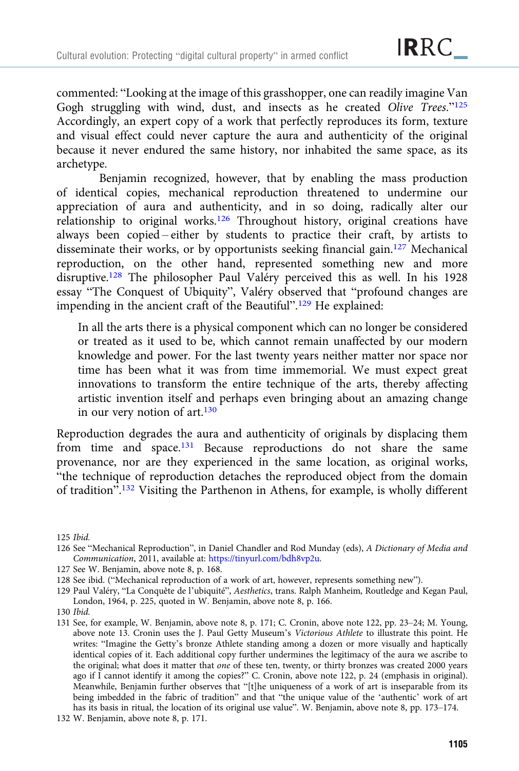commented: "Looking at the image of this grasshopper, one can readily imagine Van Gogh struggling with wind, dust, and insects as he created *Olive Trees*."[125] Accordingly, an expert copy of a work that perfectly reproduces its form, texture and visual effect could never capture the aura and authenticity of the original because it never endured the same history, nor inhabited the same space, as its archetype.

Benjamin recognized, however, that by enabling the mass production of identical copies, mechanical reproduction threatened to undermine our appreciation of aura and authenticity, and in so doing, radically alter our relationship to original works.[126] Throughout history, original creations have always been copied – either by students to practice their craft, by artists to disseminate their works, or by opportunists seeking financial gain.[127] Mechanical reproduction, on the other hand, represented something new and more disruptive.[128] The philosopher Paul Valéry perceived this as well. In his 1928 essay "The Conquest of Ubiquity", Valéry observed that "profound changes are impending in the ancient craft of the Beautiful".[129] He explained:

> In all the arts there is a physical component which can no longer be considered or treated as it used to be, which cannot remain unaffected by our modern knowledge and power. For the last twenty years neither matter nor space nor time has been what it was from time immemorial. We must expect great innovations to transform the entire technique of the arts, thereby affecting artistic invention itself and perhaps even bringing about an amazing change in our very notion of art.[130]

Reproduction degrades the aura and authenticity of originals by displacing them from time and space.[131] Because reproductions do not share the same provenance, nor are they experienced in the same location, as original works, "the technique of reproduction detaches the reproduced object from the domain of tradition".[132] Visiting the Parthenon in Athens, for example, is wholly different

125 *Ibid.*

126 See "Mechanical Reproduction", in Daniel Chandler and Rod Munday (eds), *A Dictionary of Media and Communication*, 2011, available at: https://tinyurl.com/bdh8vp2u.

127 See W. Benjamin, above note 8, p. 168.

128 See ibid. ("Mechanical reproduction of a work of art, however, represents something new").

129 Paul Valéry, "La Conquête de l'ubiquité", *Aesthetics*, trans. Ralph Manheim, Routledge and Kegan Paul, London, 1964, p. 225, quoted in W. Benjamin, above note 8, p. 166.

130 *Ibid.*

131 See, for example, W. Benjamin, above note 8, p. 171; C. Cronin, above note 122, pp. 23–24; M. Young, above note 13. Cronin uses the J. Paul Getty Museum's *Victorious Athlete* to illustrate this point. He writes: "Imagine the Getty's bronze Athlete standing among a dozen or more visually and haptically identical copies of it. Each additional copy further undermines the legitimacy of the aura we ascribe to the original; what does it matter that *one* of these ten, twenty, or thirty bronzes was created 2000 years ago if I cannot identify it among the copies?" C. Cronin, above note 122, p. 24 (emphasis in original). Meanwhile, Benjamin further observes that "[t]he uniqueness of a work of art is inseparable from its being imbedded in the fabric of tradition" and that "the unique value of the 'authentic' work of art has its basis in ritual, the location of its original use value". W. Benjamin, above note 8, pp. 173–174.

132 W. Benjamin, above note 8, p. 171.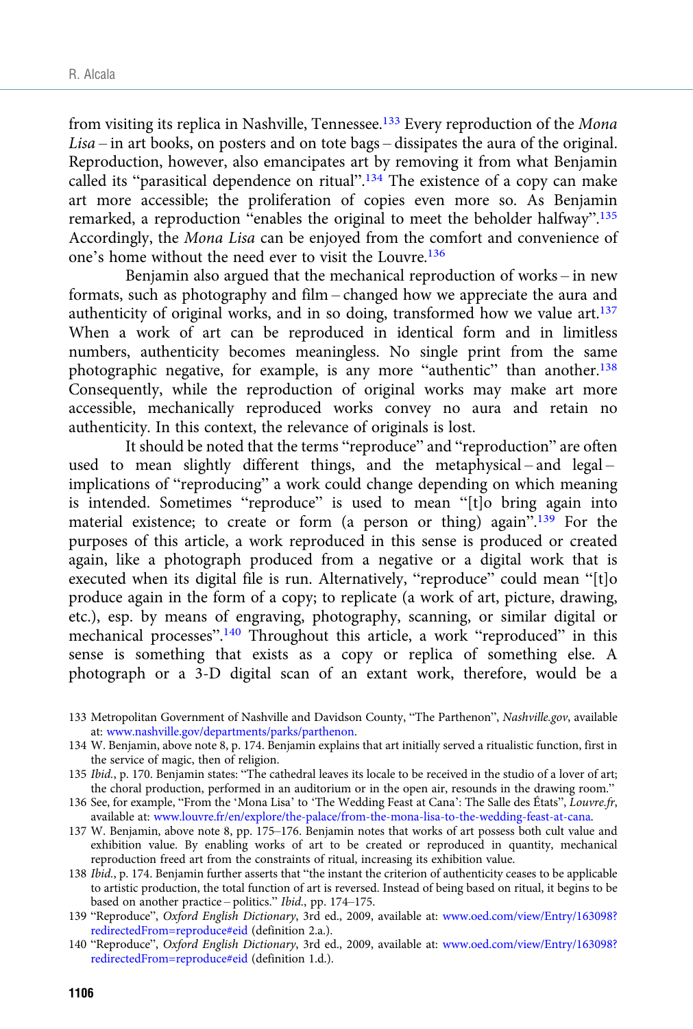from visiting its replica in Nashville, Tennessee.[133] Every reproduction of the *Mona Lisa* – in art books, on posters and on tote bags – dissipates the aura of the original. Reproduction, however, also emancipates art by removing it from what Benjamin called its "parasitical dependence on ritual".[134] The existence of a copy can make art more accessible; the proliferation of copies even more so. As Benjamin remarked, a reproduction "enables the original to meet the beholder halfway".[135] Accordingly, the *Mona Lisa* can be enjoyed from the comfort and convenience of one's home without the need ever to visit the Louvre.[136]

Benjamin also argued that the mechanical reproduction of works – in new formats, such as photography and film – changed how we appreciate the aura and authenticity of original works, and in so doing, transformed how we value art.[137] When a work of art can be reproduced in identical form and in limitless numbers, authenticity becomes meaningless. No single print from the same photographic negative, for example, is any more "authentic" than another.[138] Consequently, while the reproduction of original works may make art more accessible, mechanically reproduced works convey no aura and retain no authenticity. In this context, the relevance of originals is lost.

It should be noted that the terms "reproduce" and "reproduction" are often used to mean slightly different things, and the metaphysical – and legal – implications of "reproducing" a work could change depending on which meaning is intended. Sometimes "reproduce" is used to mean "[t]o bring again into material existence; to create or form (a person or thing) again".[139] For the purposes of this article, a work reproduced in this sense is produced or created again, like a photograph produced from a negative or a digital work that is executed when its digital file is run. Alternatively, "reproduce" could mean "[t]o produce again in the form of a copy; to replicate (a work of art, picture, drawing, etc.), esp. by means of engraving, photography, scanning, or similar digital or mechanical processes".[140] Throughout this article, a work "reproduced" in this sense is something that exists as a copy or replica of something else. A photograph or a 3-D digital scan of an extant work, therefore, would be a

---

133 Metropolitan Government of Nashville and Davidson County, "The Parthenon", *Nashville.gov*, available at: www.nashville.gov/departments/parks/parthenon.

134 W. Benjamin, above note 8, p. 174. Benjamin explains that art initially served a ritualistic function, first in the service of magic, then of religion.

135 *Ibid.*, p. 170. Benjamin states: "The cathedral leaves its locale to be received in the studio of a lover of art; the choral production, performed in an auditorium or in the open air, resounds in the drawing room."

136 See, for example, "From the 'Mona Lisa' to 'The Wedding Feast at Cana': The Salle des États", *Louvre.fr*, available at: www.louvre.fr/en/explore/the-palace/from-the-mona-lisa-to-the-wedding-feast-at-cana.

137 W. Benjamin, above note 8, pp. 175–176. Benjamin notes that works of art possess both cult value and exhibition value. By enabling works of art to be created or reproduced in quantity, mechanical reproduction freed art from the constraints of ritual, increasing its exhibition value.

138 *Ibid.*, p. 174. Benjamin further asserts that "the instant the criterion of authenticity ceases to be applicable to artistic production, the total function of art is reversed. Instead of being based on ritual, it begins to be based on another practice – politics." *Ibid.*, pp. 174–175.

139 "Reproduce", *Oxford English Dictionary*, 3rd ed., 2009, available at: www.oed.com/view/Entry/163098?redirectedFrom=reproduce#eid (definition 2.a.).

140 "Reproduce", *Oxford English Dictionary*, 3rd ed., 2009, available at: www.oed.com/view/Entry/163098?redirectedFrom=reproduce#eid (definition 1.d.).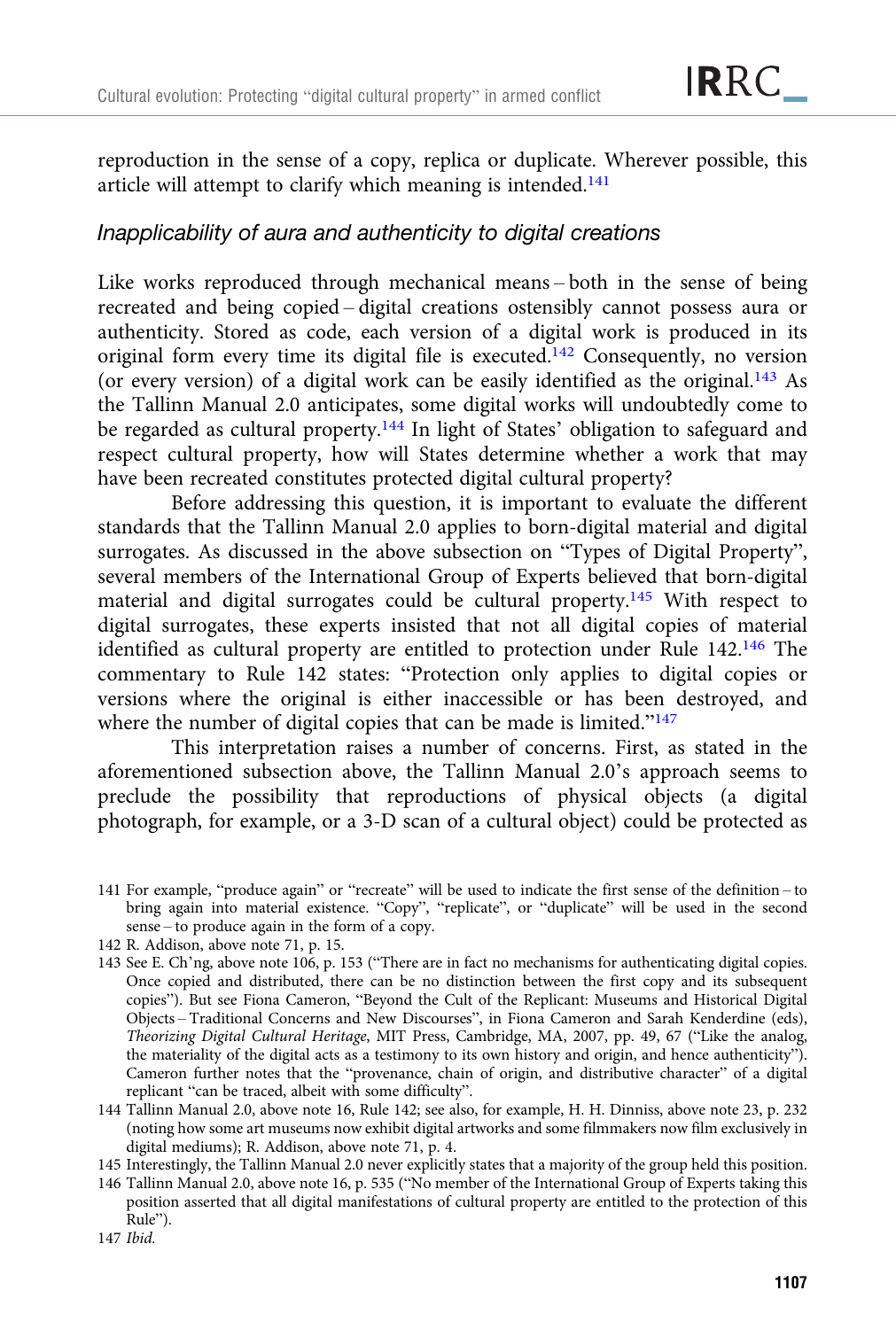reproduction in the sense of a copy, replica or duplicate. Wherever possible, this article will attempt to clarify which meaning is intended.[141]

### *Inapplicability of aura and authenticity to digital creations*

Like works reproduced through mechanical means – both in the sense of being recreated and being copied – digital creations ostensibly cannot possess aura or authenticity. Stored as code, each version of a digital work is produced in its original form every time its digital file is executed.[142] Consequently, no version (or every version) of a digital work can be easily identified as the original.[143] As the Tallinn Manual 2.0 anticipates, some digital works will undoubtedly come to be regarded as cultural property.[144] In light of States' obligation to safeguard and respect cultural property, how will States determine whether a work that may have been recreated constitutes protected digital cultural property?

Before addressing this question, it is important to evaluate the different standards that the Tallinn Manual 2.0 applies to born-digital material and digital surrogates. As discussed in the above subsection on "Types of Digital Property", several members of the International Group of Experts believed that born-digital material and digital surrogates could be cultural property.[145] With respect to digital surrogates, these experts insisted that not all digital copies of material identified as cultural property are entitled to protection under Rule 142.[146] The commentary to Rule 142 states: "Protection only applies to digital copies or versions where the original is either inaccessible or has been destroyed, and where the number of digital copies that can be made is limited."[147]

This interpretation raises a number of concerns. First, as stated in the aforementioned subsection above, the Tallinn Manual 2.0's approach seems to preclude the possibility that reproductions of physical objects (a digital photograph, for example, or a 3-D scan of a cultural object) could be protected as

141 For example, "produce again" or "recreate" will be used to indicate the first sense of the definition – to bring again into material existence. "Copy", "replicate", or "duplicate" will be used in the second sense – to produce again in the form of a copy.

142 R. Addison, above note 71, p. 15.

143 See E. Ch'ng, above note 106, p. 153 ("There are in fact no mechanisms for authenticating digital copies. Once copied and distributed, there can be no distinction between the first copy and its subsequent copies"). But see Fiona Cameron, "Beyond the Cult of the Replicant: Museums and Historical Digital Objects – Traditional Concerns and New Discourses", in Fiona Cameron and Sarah Kenderdine (eds), *Theorizing Digital Cultural Heritage*, MIT Press, Cambridge, MA, 2007, pp. 49, 67 ("Like the analog, the materiality of the digital acts as a testimony to its own history and origin, and hence authenticity"). Cameron further notes that the "provenance, chain of origin, and distributive character" of a digital replicant "can be traced, albeit with some difficulty".

144 Tallinn Manual 2.0, above note 16, Rule 142; see also, for example, H. H. Dinniss, above note 23, p. 232 (noting how some art museums now exhibit digital artworks and some filmmakers now film exclusively in digital mediums); R. Addison, above note 71, p. 4.

145 Interestingly, the Tallinn Manual 2.0 never explicitly states that a majority of the group held this position.

146 Tallinn Manual 2.0, above note 16, p. 535 ("No member of the International Group of Experts taking this position asserted that all digital manifestations of cultural property are entitled to the protection of this Rule").

147 *Ibid.*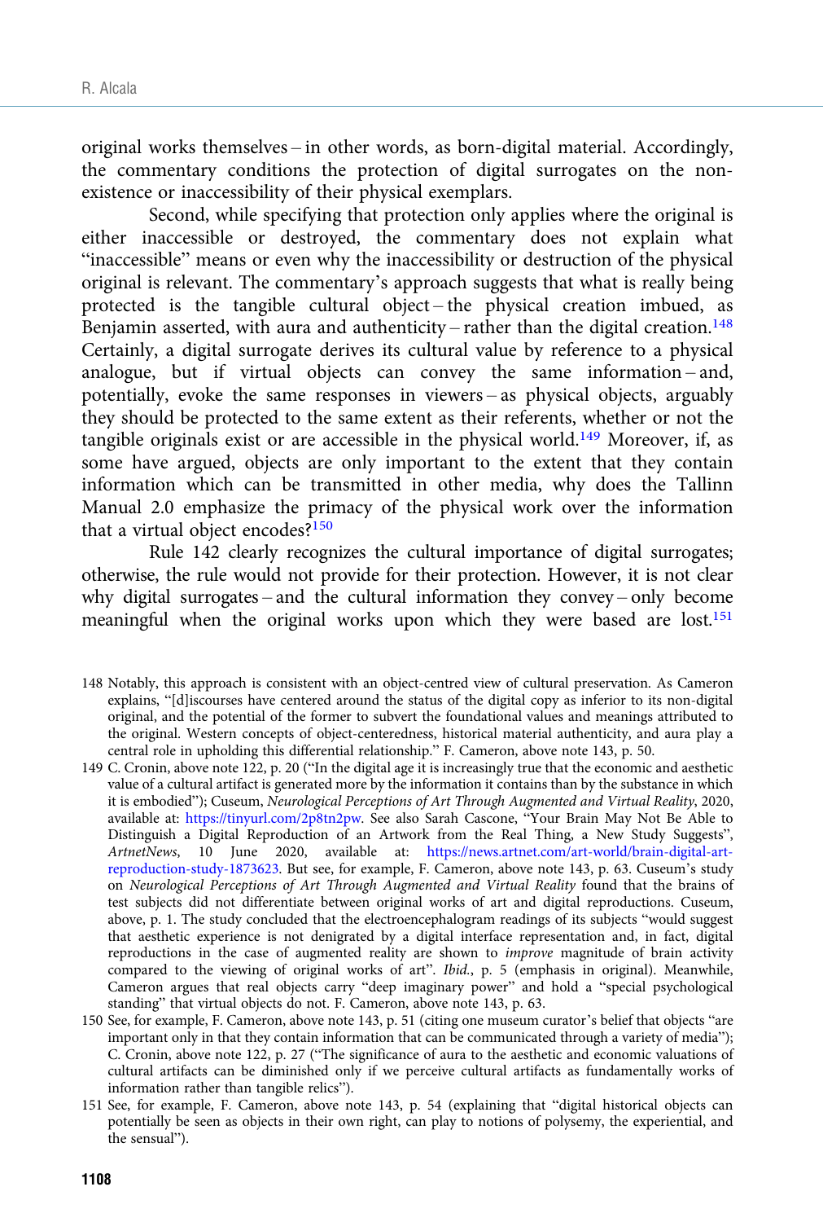original works themselves – in other words, as born-digital material. Accordingly, the commentary conditions the protection of digital surrogates on the non-existence or inaccessibility of their physical exemplars.

Second, while specifying that protection only applies where the original is either inaccessible or destroyed, the commentary does not explain what "inaccessible" means or even why the inaccessibility or destruction of the physical original is relevant. The commentary's approach suggests that what is really being protected is the tangible cultural object – the physical creation imbued, as Benjamin asserted, with aura and authenticity – rather than the digital creation.[148] Certainly, a digital surrogate derives its cultural value by reference to a physical analogue, but if virtual objects can convey the same information – and, potentially, evoke the same responses in viewers – as physical objects, arguably they should be protected to the same extent as their referents, whether or not the tangible originals exist or are accessible in the physical world.[149] Moreover, if, as some have argued, objects are only important to the extent that they contain information which can be transmitted in other media, why does the Tallinn Manual 2.0 emphasize the primacy of the physical work over the information that a virtual object encodes?[150]

Rule 142 clearly recognizes the cultural importance of digital surrogates; otherwise, the rule would not provide for their protection. However, it is not clear why digital surrogates – and the cultural information they convey – only become meaningful when the original works upon which they were based are lost.[151]

148 Notably, this approach is consistent with an object-centred view of cultural preservation. As Cameron explains, "[d]iscourses have centered around the status of the digital copy as inferior to its non-digital original, and the potential of the former to subvert the foundational values and meanings attributed to the original. Western concepts of object-centeredness, historical material authenticity, and aura play a central role in upholding this differential relationship." F. Cameron, above note 143, p. 50.

149 C. Cronin, above note 122, p. 20 ("In the digital age it is increasingly true that the economic and aesthetic value of a cultural artifact is generated more by the information it contains than by the substance in which it is embodied"); Cuseum, *Neurological Perceptions of Art Through Augmented and Virtual Reality*, 2020, available at: https://tinyurl.com/2p8tn2pw. See also Sarah Cascone, "Your Brain May Not Be Able to Distinguish a Digital Reproduction of an Artwork from the Real Thing, a New Study Suggests", *ArtnetNews*, 10 June 2020, available at: https://news.artnet.com/art-world/brain-digital-art-reproduction-study-1873623. But see, for example, F. Cameron, above note 143, p. 63. Cuseum's study on *Neurological Perceptions of Art Through Augmented and Virtual Reality* found that the brains of test subjects did not differentiate between original works of art and digital reproductions. Cuseum, above, p. 1. The study concluded that the electroencephalogram readings of its subjects "would suggest that aesthetic experience is not denigrated by a digital interface representation and, in fact, digital reproductions in the case of augmented reality are shown to *improve* magnitude of brain activity compared to the viewing of original works of art". *Ibid.*, p. 5 (emphasis in original). Meanwhile, Cameron argues that real objects carry "deep imaginary power" and hold a "special psychological standing" that virtual objects do not. F. Cameron, above note 143, p. 63.

150 See, for example, F. Cameron, above note 143, p. 51 (citing one museum curator's belief that objects "are important only in that they contain information that can be communicated through a variety of media"); C. Cronin, above note 122, p. 27 ("The significance of aura to the aesthetic and economic valuations of cultural artifacts can be diminished only if we perceive cultural artifacts as fundamentally works of information rather than tangible relics").

151 See, for example, F. Cameron, above note 143, p. 54 (explaining that "digital historical objects can potentially be seen as objects in their own right, can play to notions of polysemy, the experiential, and the sensual").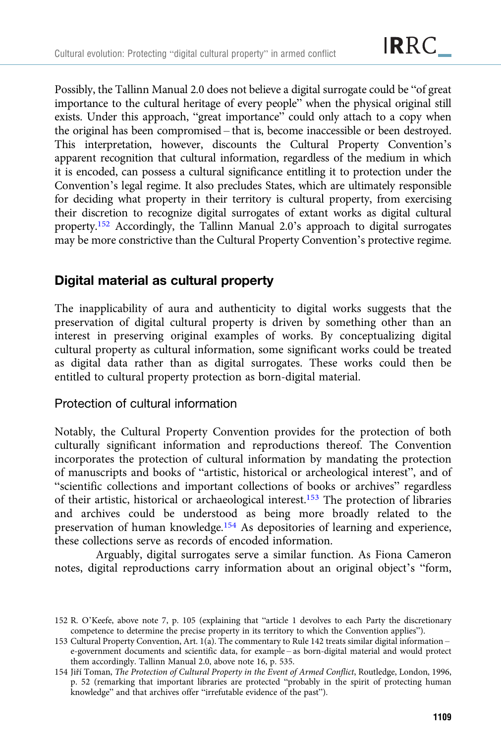Possibly, the Tallinn Manual 2.0 does not believe a digital surrogate could be "of great importance to the cultural heritage of every people" when the physical original still exists. Under this approach, "great importance" could only attach to a copy when the original has been compromised – that is, become inaccessible or been destroyed. This interpretation, however, discounts the Cultural Property Convention's apparent recognition that cultural information, regardless of the medium in which it is encoded, can possess a cultural significance entitling it to protection under the Convention's legal regime. It also precludes States, which are ultimately responsible for deciding what property in their territory is cultural property, from exercising their discretion to recognize digital surrogates of extant works as digital cultural property.[152] Accordingly, the Tallinn Manual 2.0's approach to digital surrogates may be more constrictive than the Cultural Property Convention's protective regime.

## Digital material as cultural property

The inapplicability of aura and authenticity to digital works suggests that the preservation of digital cultural property is driven by something other than an interest in preserving original examples of works. By conceptualizing digital cultural property as cultural information, some significant works could be treated as digital data rather than as digital surrogates. These works could then be entitled to cultural property protection as born-digital material.

### Protection of cultural information

Notably, the Cultural Property Convention provides for the protection of both culturally significant information and reproductions thereof. The Convention incorporates the protection of cultural information by mandating the protection of manuscripts and books of "artistic, historical or archeological interest", and of "scientific collections and important collections of books or archives" regardless of their artistic, historical or archaeological interest.[153] The protection of libraries and archives could be understood as being more broadly related to the preservation of human knowledge.[154] As depositories of learning and experience, these collections serve as records of encoded information.

Arguably, digital surrogates serve a similar function. As Fiona Cameron notes, digital reproductions carry information about an original object's "form,

---

152 R. O'Keefe, above note 7, p. 105 (explaining that "article 1 devolves to each Party the discretionary competence to determine the precise property in its territory to which the Convention applies").

153 Cultural Property Convention, Art. 1(a). The commentary to Rule 142 treats similar digital information – e-government documents and scientific data, for example – as born-digital material and would protect them accordingly. Tallinn Manual 2.0, above note 16, p. 535.

154 Jiří Toman, *The Protection of Cultural Property in the Event of Armed Conflict*, Routledge, London, 1996, p. 52 (remarking that important libraries are protected "probably in the spirit of protecting human knowledge" and that archives offer "irrefutable evidence of the past").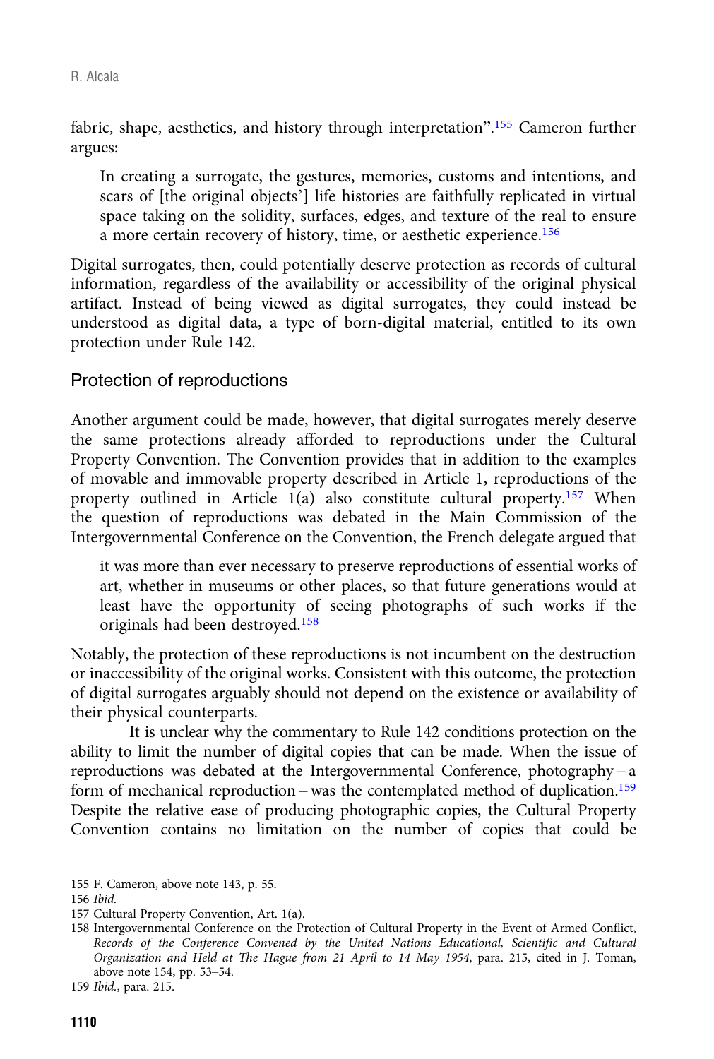fabric, shape, aesthetics, and history through interpretation".[155] Cameron further argues:

> In creating a surrogate, the gestures, memories, customs and intentions, and scars of [the original objects'] life histories are faithfully replicated in virtual space taking on the solidity, surfaces, edges, and texture of the real to ensure a more certain recovery of history, time, or aesthetic experience.[156]

Digital surrogates, then, could potentially deserve protection as records of cultural information, regardless of the availability or accessibility of the original physical artifact. Instead of being viewed as digital surrogates, they could instead be understood as digital data, a type of born-digital material, entitled to its own protection under Rule 142.

## Protection of reproductions

Another argument could be made, however, that digital surrogates merely deserve the same protections already afforded to reproductions under the Cultural Property Convention. The Convention provides that in addition to the examples of movable and immovable property described in Article 1, reproductions of the property outlined in Article 1(a) also constitute cultural property.[157] When the question of reproductions was debated in the Main Commission of the Intergovernmental Conference on the Convention, the French delegate argued that

> it was more than ever necessary to preserve reproductions of essential works of art, whether in museums or other places, so that future generations would at least have the opportunity of seeing photographs of such works if the originals had been destroyed.[158]

Notably, the protection of these reproductions is not incumbent on the destruction or inaccessibility of the original works. Consistent with this outcome, the protection of digital surrogates arguably should not depend on the existence or availability of their physical counterparts.

It is unclear why the commentary to Rule 142 conditions protection on the ability to limit the number of digital copies that can be made. When the issue of reproductions was debated at the Intergovernmental Conference, photography – a form of mechanical reproduction – was the contemplated method of duplication.[159] Despite the relative ease of producing photographic copies, the Cultural Property Convention contains no limitation on the number of copies that could be

---

155 F. Cameron, above note 143, p. 55.

156 *Ibid.*

157 Cultural Property Convention, Art. 1(a).

158 Intergovernmental Conference on the Protection of Cultural Property in the Event of Armed Conflict, *Records of the Conference Convened by the United Nations Educational, Scientific and Cultural Organization and Held at The Hague from 21 April to 14 May 1954*, para. 215, cited in J. Toman, above note 154, pp. 53–54.

159 *Ibid.*, para. 215.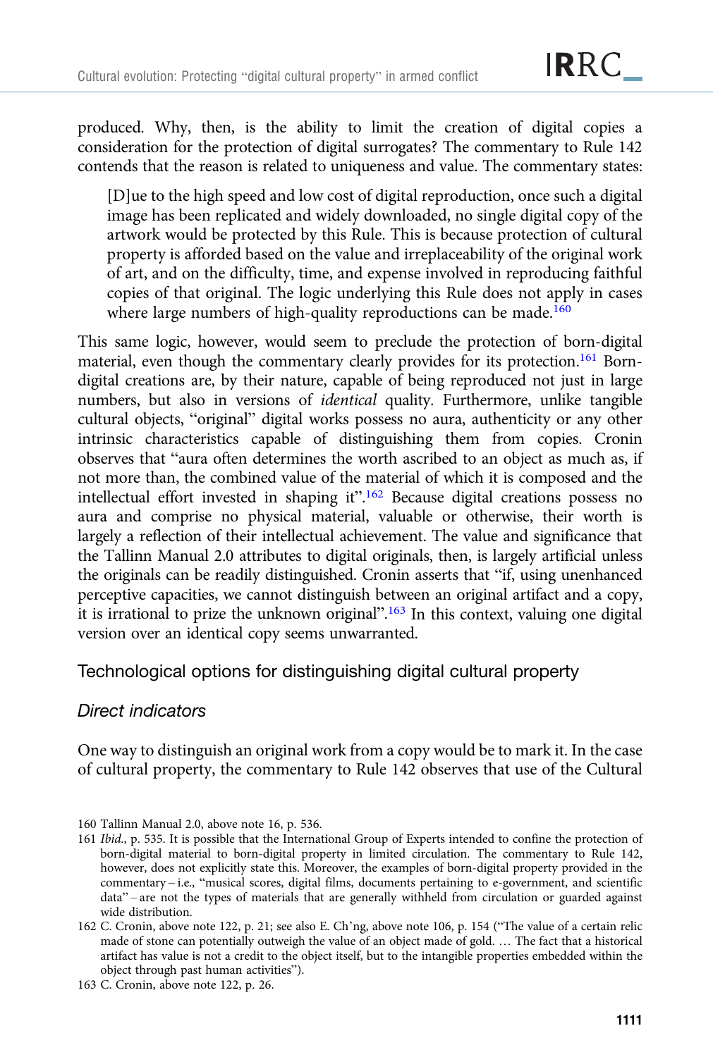produced. Why, then, is the ability to limit the creation of digital copies a consideration for the protection of digital surrogates? The commentary to Rule 142 contends that the reason is related to uniqueness and value. The commentary states:

> [D]ue to the high speed and low cost of digital reproduction, once such a digital image has been replicated and widely downloaded, no single digital copy of the artwork would be protected by this Rule. This is because protection of cultural property is afforded based on the value and irreplaceability of the original work of art, and on the difficulty, time, and expense involved in reproducing faithful copies of that original. The logic underlying this Rule does not apply in cases where large numbers of high-quality reproductions can be made.[160]

This same logic, however, would seem to preclude the protection of born-digital material, even though the commentary clearly provides for its protection.[161] Born-digital creations are, by their nature, capable of being reproduced not just in large numbers, but also in versions of *identical* quality. Furthermore, unlike tangible cultural objects, "original" digital works possess no aura, authenticity or any other intrinsic characteristics capable of distinguishing them from copies. Cronin observes that "aura often determines the worth ascribed to an object as much as, if not more than, the combined value of the material of which it is composed and the intellectual effort invested in shaping it".[162] Because digital creations possess no aura and comprise no physical material, valuable or otherwise, their worth is largely a reflection of their intellectual achievement. The value and significance that the Tallinn Manual 2.0 attributes to digital originals, then, is largely artificial unless the originals can be readily distinguished. Cronin asserts that "if, using unenhanced perceptive capacities, we cannot distinguish between an original artifact and a copy, it is irrational to prize the unknown original".[163] In this context, valuing one digital version over an identical copy seems unwarranted.

## Technological options for distinguishing digital cultural property

### *Direct indicators*

One way to distinguish an original work from a copy would be to mark it. In the case of cultural property, the commentary to Rule 142 observes that use of the Cultural

---

160 Tallinn Manual 2.0, above note 16, p. 536.

161 *Ibid.*, p. 535. It is possible that the International Group of Experts intended to confine the protection of born-digital material to born-digital property in limited circulation. The commentary to Rule 142, however, does not explicitly state this. Moreover, the examples of born-digital property provided in the commentary – i.e., "musical scores, digital films, documents pertaining to e-government, and scientific data" – are not the types of materials that are generally withheld from circulation or guarded against wide distribution.

162 C. Cronin, above note 122, p. 21; see also E. Ch'ng, above note 106, p. 154 ("The value of a certain relic made of stone can potentially outweigh the value of an object made of gold. … The fact that a historical artifact has value is not a credit to the object itself, but to the intangible properties embedded within the object through past human activities").

163 C. Cronin, above note 122, p. 26.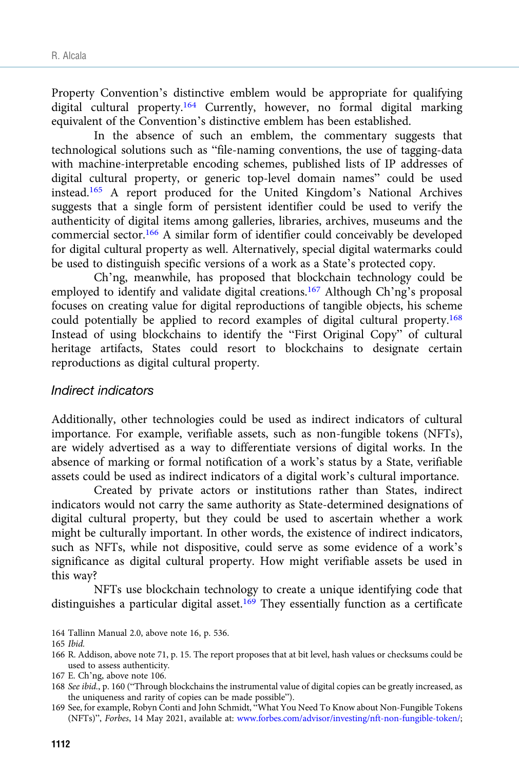Property Convention's distinctive emblem would be appropriate for qualifying digital cultural property.[164] Currently, however, no formal digital marking equivalent of the Convention's distinctive emblem has been established.

In the absence of such an emblem, the commentary suggests that technological solutions such as "file-naming conventions, the use of tagging-data with machine-interpretable encoding schemes, published lists of IP addresses of digital cultural property, or generic top-level domain names" could be used instead.[165] A report produced for the United Kingdom's National Archives suggests that a single form of persistent identifier could be used to verify the authenticity of digital items among galleries, libraries, archives, museums and the commercial sector.[166] A similar form of identifier could conceivably be developed for digital cultural property as well. Alternatively, special digital watermarks could be used to distinguish specific versions of a work as a State's protected copy.

Ch'ng, meanwhile, has proposed that blockchain technology could be employed to identify and validate digital creations.[167] Although Ch'ng's proposal focuses on creating value for digital reproductions of tangible objects, his scheme could potentially be applied to record examples of digital cultural property.[168] Instead of using blockchains to identify the "First Original Copy" of cultural heritage artifacts, States could resort to blockchains to designate certain reproductions as digital cultural property.

### *Indirect indicators*

Additionally, other technologies could be used as indirect indicators of cultural importance. For example, verifiable assets, such as non-fungible tokens (NFTs), are widely advertised as a way to differentiate versions of digital works. In the absence of marking or formal notification of a work's status by a State, verifiable assets could be used as indirect indicators of a digital work's cultural importance.

Created by private actors or institutions rather than States, indirect indicators would not carry the same authority as State-determined designations of digital cultural property, but they could be used to ascertain whether a work might be culturally important. In other words, the existence of indirect indicators, such as NFTs, while not dispositive, could serve as some evidence of a work's significance as digital cultural property. How might verifiable assets be used in this way?

NFTs use blockchain technology to create a unique identifying code that distinguishes a particular digital asset.[169] They essentially function as a certificate

164 Tallinn Manual 2.0, above note 16, p. 536.

165 *Ibid.*

166 R. Addison, above note 71, p. 15. The report proposes that at bit level, hash values or checksums could be used to assess authenticity.

167 E. Ch'ng, above note 106.

168 *See ibid.*, p. 160 ("Through blockchains the instrumental value of digital copies can be greatly increased, as the uniqueness and rarity of copies can be made possible").

169 See, for example, Robyn Conti and John Schmidt, "What You Need To Know about Non-Fungible Tokens (NFTs)", *Forbes*, 14 May 2021, available at: www.forbes.com/advisor/investing/nft-non-fungible-token/;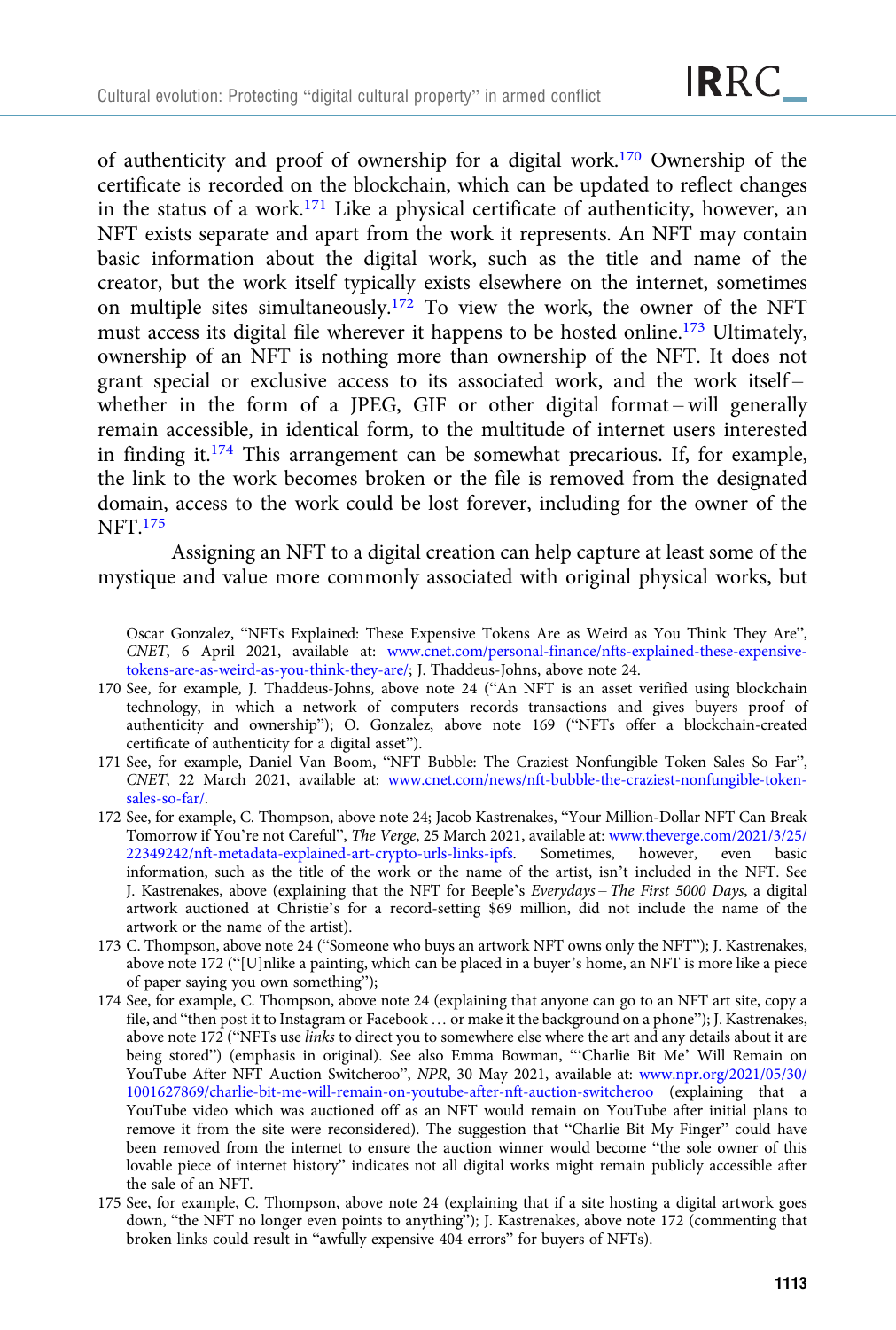of authenticity and proof of ownership for a digital work.[170] Ownership of the certificate is recorded on the blockchain, which can be updated to reflect changes in the status of a work.[171] Like a physical certificate of authenticity, however, an NFT exists separate and apart from the work it represents. An NFT may contain basic information about the digital work, such as the title and name of the creator, but the work itself typically exists elsewhere on the internet, sometimes on multiple sites simultaneously.[172] To view the work, the owner of the NFT must access its digital file wherever it happens to be hosted online.[173] Ultimately, ownership of an NFT is nothing more than ownership of the NFT. It does not grant special or exclusive access to its associated work, and the work itself – whether in the form of a JPEG, GIF or other digital format – will generally remain accessible, in identical form, to the multitude of internet users interested in finding it.[174] This arrangement can be somewhat precarious. If, for example, the link to the work becomes broken or the file is removed from the designated domain, access to the work could be lost forever, including for the owner of the NFT.[175]

Assigning an NFT to a digital creation can help capture at least some of the mystique and value more commonly associated with original physical works, but

Oscar Gonzalez, "NFTs Explained: These Expensive Tokens Are as Weird as You Think They Are", *CNET*, 6 April 2021, available at: www.cnet.com/personal-finance/nfts-explained-these-expensive-tokens-are-as-weird-as-you-think-they-are/; J. Thaddeus-Johns, above note 24.

170 See, for example, J. Thaddeus-Johns, above note 24 ("An NFT is an asset verified using blockchain technology, in which a network of computers records transactions and gives buyers proof of authenticity and ownership"); O. Gonzalez, above note 169 ("NFTs offer a blockchain-created certificate of authenticity for a digital asset").

171 See, for example, Daniel Van Boom, "NFT Bubble: The Craziest Nonfungible Token Sales So Far", *CNET*, 22 March 2021, available at: www.cnet.com/news/nft-bubble-the-craziest-nonfungible-token-sales-so-far/.

172 See, for example, C. Thompson, above note 24; Jacob Kastrenakes, "Your Million-Dollar NFT Can Break Tomorrow if You're not Careful", *The Verge*, 25 March 2021, available at: www.theverge.com/2021/3/25/22349242/nft-metadata-explained-art-crypto-urls-links-ipfs. Sometimes, however, even basic information, such as the title of the work or the name of the artist, isn't included in the NFT. See J. Kastrenakes, above (explaining that the NFT for Beeple's *Everydays – The First 5000 Days*, a digital artwork auctioned at Christie's for a record-setting $69 million, did not include the name of the artwork or the name of the artist).

173 C. Thompson, above note 24 ("Someone who buys an artwork NFT owns only the NFT"); J. Kastrenakes, above note 172 ("[U]nlike a painting, which can be placed in a buyer's home, an NFT is more like a piece of paper saying you own something");

174 See, for example, C. Thompson, above note 24 (explaining that anyone can go to an NFT art site, copy a file, and "then post it to Instagram or Facebook … or make it the background on a phone"); J. Kastrenakes, above note 172 ("NFTs use *links* to direct you to somewhere else where the art and any details about it are being stored") (emphasis in original). See also Emma Bowman, "'Charlie Bit Me' Will Remain on YouTube After NFT Auction Switcheroo", *NPR*, 30 May 2021, available at: www.npr.org/2021/05/30/1001627869/charlie-bit-me-will-remain-on-youtube-after-nft-auction-switcheroo (explaining that a YouTube video which was auctioned off as an NFT would remain on YouTube after initial plans to remove it from the site were reconsidered). The suggestion that "Charlie Bit My Finger" could have been removed from the internet to ensure the auction winner would become "the sole owner of this lovable piece of internet history" indicates not all digital works might remain publicly accessible after the sale of an NFT.

175 See, for example, C. Thompson, above note 24 (explaining that if a site hosting a digital artwork goes down, "the NFT no longer even points to anything"); J. Kastrenakes, above note 172 (commenting that broken links could result in "awfully expensive 404 errors" for buyers of NFTs).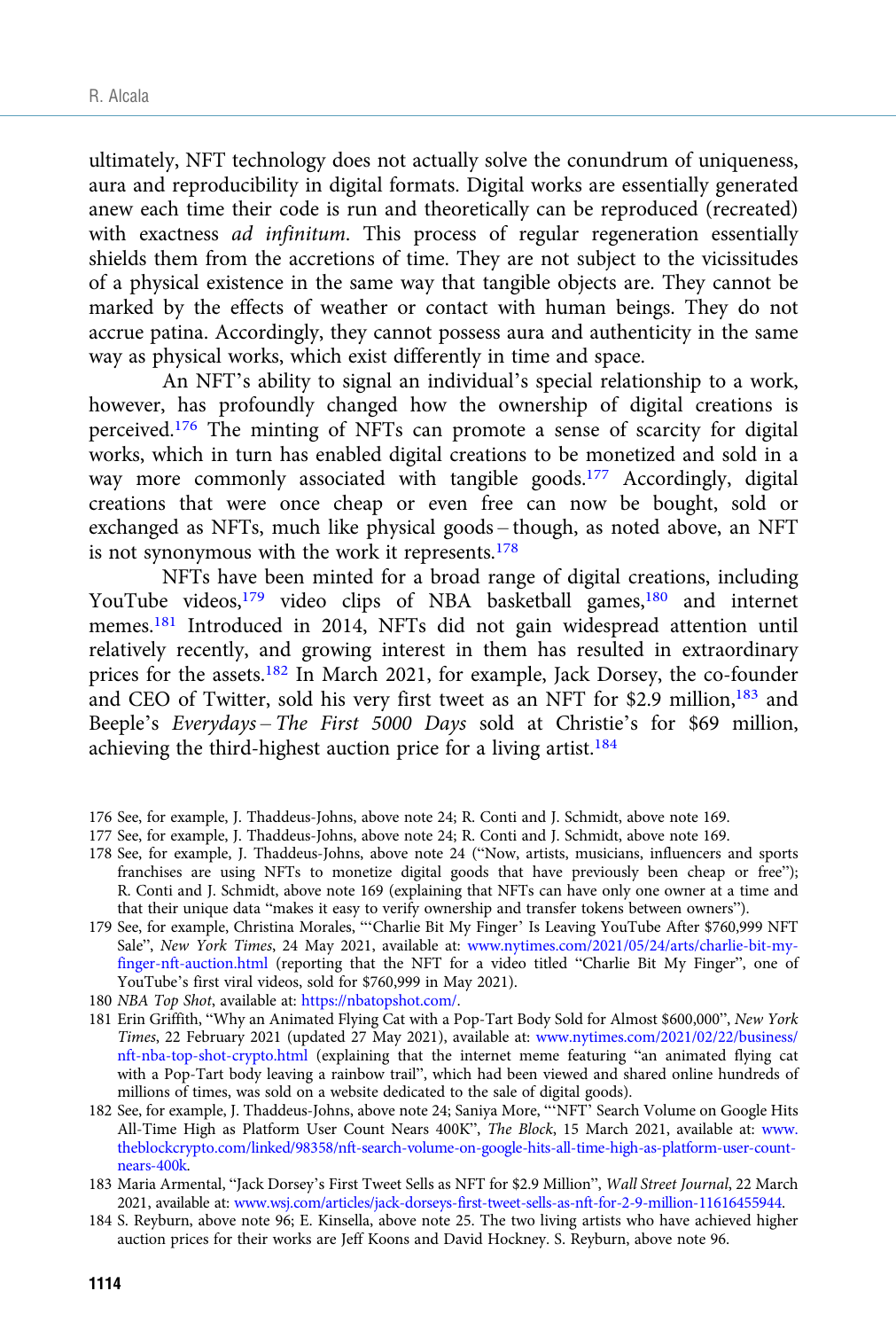ultimately, NFT technology does not actually solve the conundrum of uniqueness, aura and reproducibility in digital formats. Digital works are essentially generated anew each time their code is run and theoretically can be reproduced (recreated) with exactness *ad infinitum*. This process of regular regeneration essentially shields them from the accretions of time. They are not subject to the vicissitudes of a physical existence in the same way that tangible objects are. They cannot be marked by the effects of weather or contact with human beings. They do not accrue patina. Accordingly, they cannot possess aura and authenticity in the same way as physical works, which exist differently in time and space.

An NFT's ability to signal an individual's special relationship to a work, however, has profoundly changed how the ownership of digital creations is perceived.[176] The minting of NFTs can promote a sense of scarcity for digital works, which in turn has enabled digital creations to be monetized and sold in a way more commonly associated with tangible goods.[177] Accordingly, digital creations that were once cheap or even free can now be bought, sold or exchanged as NFTs, much like physical goods – though, as noted above, an NFT is not synonymous with the work it represents.[178]

NFTs have been minted for a broad range of digital creations, including YouTube videos,[179] video clips of NBA basketball games,[180] and internet memes.[181] Introduced in 2014, NFTs did not gain widespread attention until relatively recently, and growing interest in them has resulted in extraordinary prices for the assets.[182] In March 2021, for example, Jack Dorsey, the co-founder and CEO of Twitter, sold his very first tweet as an NFT for $2.9 million,[183] and Beeple's *Everydays – The First 5000 Days* sold at Christie's for $69 million, achieving the third-highest auction price for a living artist.[184]

176 See, for example, J. Thaddeus-Johns, above note 24; R. Conti and J. Schmidt, above note 169.

177 See, for example, J. Thaddeus-Johns, above note 24; R. Conti and J. Schmidt, above note 169.

178 See, for example, J. Thaddeus-Johns, above note 24 ("Now, artists, musicians, influencers and sports franchises are using NFTs to monetize digital goods that have previously been cheap or free"); R. Conti and J. Schmidt, above note 169 (explaining that NFTs can have only one owner at a time and that their unique data "makes it easy to verify ownership and transfer tokens between owners").

179 See, for example, Christina Morales, "'Charlie Bit My Finger' Is Leaving YouTube After $760,999 NFT Sale", *New York Times*, 24 May 2021, available at: www.nytimes.com/2021/05/24/arts/charlie-bit-my-finger-nft-auction.html (reporting that the NFT for a video titled "Charlie Bit My Finger", one of YouTube's first viral videos, sold for $760,999 in May 2021).

180 *NBA Top Shot*, available at: https://nbatopshot.com/.

181 Erin Griffith, "Why an Animated Flying Cat with a Pop-Tart Body Sold for Almost $600,000", *New York Times*, 22 February 2021 (updated 27 May 2021), available at: www.nytimes.com/2021/02/22/business/nft-nba-top-shot-crypto.html (explaining that the internet meme featuring "an animated flying cat with a Pop-Tart body leaving a rainbow trail", which had been viewed and shared online hundreds of millions of times, was sold on a website dedicated to the sale of digital goods).

182 See, for example, J. Thaddeus-Johns, above note 24; Saniya More, "'NFT' Search Volume on Google Hits All-Time High as Platform User Count Nears 400K", *The Block*, 15 March 2021, available at: www.theblockcrypto.com/linked/98358/nft-search-volume-on-google-hits-all-time-high-as-platform-user-count-nears-400k.

183 Maria Armental, "Jack Dorsey's First Tweet Sells as NFT for $2.9 Million", *Wall Street Journal*, 22 March 2021, available at: www.wsj.com/articles/jack-dorseys-first-tweet-sells-as-nft-for-2-9-million-11616455944.

184 S. Reyburn, above note 96; E. Kinsella, above note 25. The two living artists who have achieved higher auction prices for their works are Jeff Koons and David Hockney. S. Reyburn, above note 96.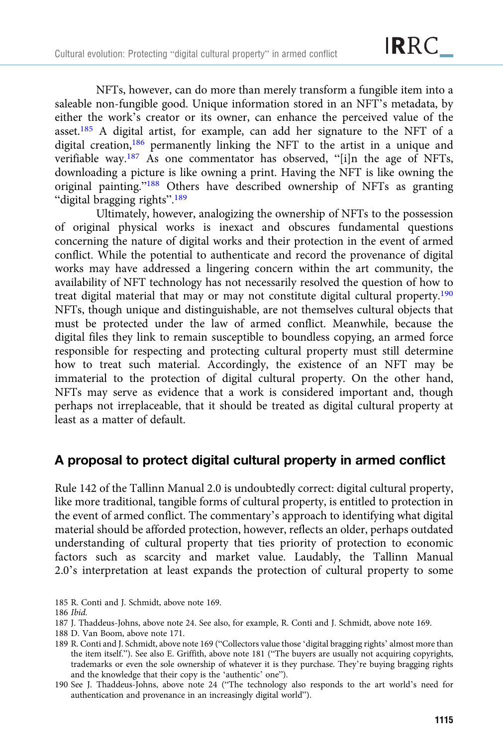NFTs, however, can do more than merely transform a fungible item into a saleable non-fungible good. Unique information stored in an NFT's metadata, by either the work's creator or its owner, can enhance the perceived value of the asset.[185] A digital artist, for example, can add her signature to the NFT of a digital creation,[186] permanently linking the NFT to the artist in a unique and verifiable way.[187] As one commentator has observed, "[i]n the age of NFTs, downloading a picture is like owning a print. Having the NFT is like owning the original painting."[188] Others have described ownership of NFTs as granting "digital bragging rights".[189]

Ultimately, however, analogizing the ownership of NFTs to the possession of original physical works is inexact and obscures fundamental questions concerning the nature of digital works and their protection in the event of armed conflict. While the potential to authenticate and record the provenance of digital works may have addressed a lingering concern within the art community, the availability of NFT technology has not necessarily resolved the question of how to treat digital material that may or may not constitute digital cultural property.[190] NFTs, though unique and distinguishable, are not themselves cultural objects that must be protected under the law of armed conflict. Meanwhile, because the digital files they link to remain susceptible to boundless copying, an armed force responsible for respecting and protecting cultural property must still determine how to treat such material. Accordingly, the existence of an NFT may be immaterial to the protection of digital cultural property. On the other hand, NFTs may serve as evidence that a work is considered important and, though perhaps not irreplaceable, that it should be treated as digital cultural property at least as a matter of default.

## A proposal to protect digital cultural property in armed conflict

Rule 142 of the Tallinn Manual 2.0 is undoubtedly correct: digital cultural property, like more traditional, tangible forms of cultural property, is entitled to protection in the event of armed conflict. The commentary's approach to identifying what digital material should be afforded protection, however, reflects an older, perhaps outdated understanding of cultural property that ties priority of protection to economic factors such as scarcity and market value. Laudably, the Tallinn Manual 2.0's interpretation at least expands the protection of cultural property to some

185 R. Conti and J. Schmidt, above note 169.

186 *Ibid.*

187 J. Thaddeus-Johns, above note 24. See also, for example, R. Conti and J. Schmidt, above note 169.

188 D. Van Boom, above note 171.

189 R. Conti and J. Schmidt, above note 169 ("Collectors value those 'digital bragging rights' almost more than the item itself."). See also E. Griffith, above note 181 ("The buyers are usually not acquiring copyrights, trademarks or even the sole ownership of whatever it is they purchase. They're buying bragging rights and the knowledge that their copy is the 'authentic' one").

190 See J. Thaddeus-Johns, above note 24 ("The technology also responds to the art world's need for authentication and provenance in an increasingly digital world").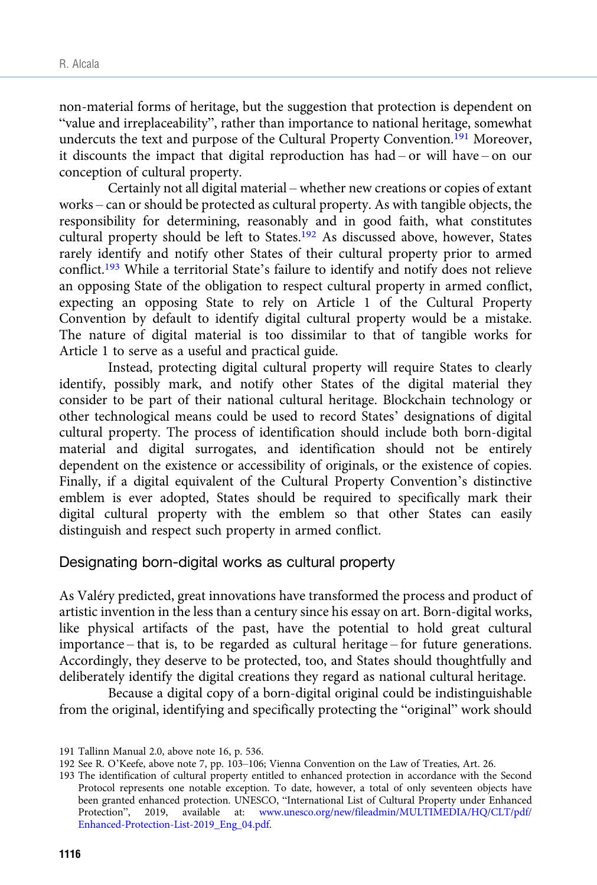non-material forms of heritage, but the suggestion that protection is dependent on "value and irreplaceability", rather than importance to national heritage, somewhat undercuts the text and purpose of the Cultural Property Convention.[191] Moreover, it discounts the impact that digital reproduction has had – or will have – on our conception of cultural property.

Certainly not all digital material – whether new creations or copies of extant works – can or should be protected as cultural property. As with tangible objects, the responsibility for determining, reasonably and in good faith, what constitutes cultural property should be left to States.[192] As discussed above, however, States rarely identify and notify other States of their cultural property prior to armed conflict.[193] While a territorial State's failure to identify and notify does not relieve an opposing State of the obligation to respect cultural property in armed conflict, expecting an opposing State to rely on Article 1 of the Cultural Property Convention by default to identify digital cultural property would be a mistake. The nature of digital material is too dissimilar to that of tangible works for Article 1 to serve as a useful and practical guide.

Instead, protecting digital cultural property will require States to clearly identify, possibly mark, and notify other States of the digital material they consider to be part of their national cultural heritage. Blockchain technology or other technological means could be used to record States' designations of digital cultural property. The process of identification should include both born-digital material and digital surrogates, and identification should not be entirely dependent on the existence or accessibility of originals, or the existence of copies. Finally, if a digital equivalent of the Cultural Property Convention's distinctive emblem is ever adopted, States should be required to specifically mark their digital cultural property with the emblem so that other States can easily distinguish and respect such property in armed conflict.

## Designating born-digital works as cultural property

As Valéry predicted, great innovations have transformed the process and product of artistic invention in the less than a century since his essay on art. Born-digital works, like physical artifacts of the past, have the potential to hold great cultural importance – that is, to be regarded as cultural heritage – for future generations. Accordingly, they deserve to be protected, too, and States should thoughtfully and deliberately identify the digital creations they regard as national cultural heritage.

Because a digital copy of a born-digital original could be indistinguishable from the original, identifying and specifically protecting the "original" work should

---

191 Tallinn Manual 2.0, above note 16, p. 536.

192 See R. O'Keefe, above note 7, pp. 103–106; Vienna Convention on the Law of Treaties, Art. 26.

193 The identification of cultural property entitled to enhanced protection in accordance with the Second Protocol represents one notable exception. To date, however, a total of only seventeen objects have been granted enhanced protection. UNESCO, "International List of Cultural Property under Enhanced Protection", 2019, available at: www.unesco.org/new/fileadmin/MULTIMEDIA/HQ/CLT/pdf/Enhanced-Protection-List-2019_Eng_04.pdf.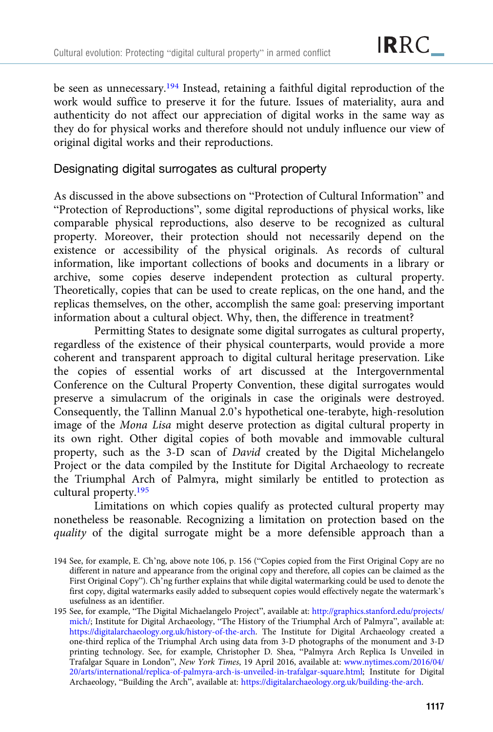be seen as unnecessary.[194] Instead, retaining a faithful digital reproduction of the work would suffice to preserve it for the future. Issues of materiality, aura and authenticity do not affect our appreciation of digital works in the same way as they do for physical works and therefore should not unduly influence our view of original digital works and their reproductions.

### Designating digital surrogates as cultural property

As discussed in the above subsections on "Protection of Cultural Information" and "Protection of Reproductions", some digital reproductions of physical works, like comparable physical reproductions, also deserve to be recognized as cultural property. Moreover, their protection should not necessarily depend on the existence or accessibility of the physical originals. As records of cultural information, like important collections of books and documents in a library or archive, some copies deserve independent protection as cultural property. Theoretically, copies that can be used to create replicas, on the one hand, and the replicas themselves, on the other, accomplish the same goal: preserving important information about a cultural object. Why, then, the difference in treatment?

Permitting States to designate some digital surrogates as cultural property, regardless of the existence of their physical counterparts, would provide a more coherent and transparent approach to digital cultural heritage preservation. Like the copies of essential works of art discussed at the Intergovernmental Conference on the Cultural Property Convention, these digital surrogates would preserve a simulacrum of the originals in case the originals were destroyed. Consequently, the Tallinn Manual 2.0's hypothetical one-terabyte, high-resolution image of the *Mona Lisa* might deserve protection as digital cultural property in its own right. Other digital copies of both movable and immovable cultural property, such as the 3-D scan of *David* created by the Digital Michelangelo Project or the data compiled by the Institute for Digital Archaeology to recreate the Triumphal Arch of Palmyra, might similarly be entitled to protection as cultural property.[195]

Limitations on which copies qualify as protected cultural property may nonetheless be reasonable. Recognizing a limitation on protection based on the *quality* of the digital surrogate might be a more defensible approach than a

194 See, for example, E. Ch'ng, above note 106, p. 156 ("Copies copied from the First Original Copy are no different in nature and appearance from the original copy and therefore, all copies can be claimed as the First Original Copy"). Ch'ng further explains that while digital watermarking could be used to denote the first copy, digital watermarks easily added to subsequent copies would effectively negate the watermark's usefulness as an identifier.

195 See, for example, "The Digital Michaelangelo Project", available at: http://graphics.stanford.edu/projects/mich/; Institute for Digital Archaeology, "The History of the Triumphal Arch of Palmyra", available at: https://digitalarchaeology.org.uk/history-of-the-arch. The Institute for Digital Archaeology created a one-third replica of the Triumphal Arch using data from 3-D photographs of the monument and 3-D printing technology. See, for example, Christopher D. Shea, "Palmyra Arch Replica Is Unveiled in Trafalgar Square in London", *New York Times*, 19 April 2016, available at: www.nytimes.com/2016/04/20/arts/international/replica-of-palmyra-arch-is-unveiled-in-trafalgar-square.html; Institute for Digital Archaeology, "Building the Arch", available at: https://digitalarchaeology.org.uk/building-the-arch.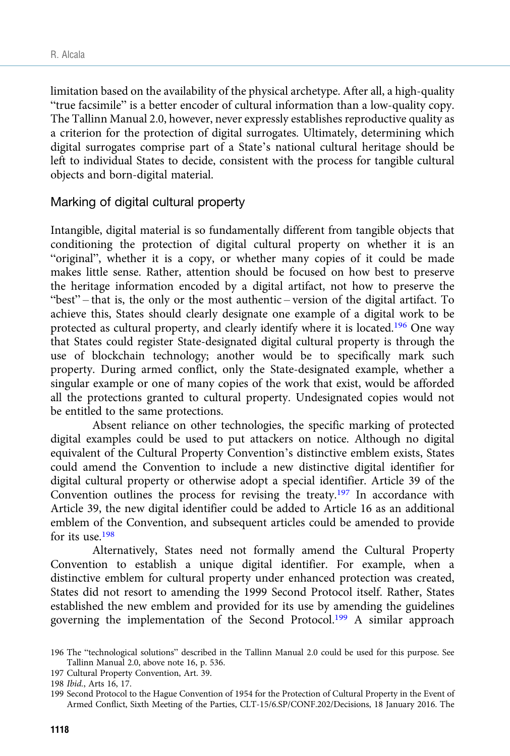limitation based on the availability of the physical archetype. After all, a high-quality "true facsimile" is a better encoder of cultural information than a low-quality copy. The Tallinn Manual 2.0, however, never expressly establishes reproductive quality as a criterion for the protection of digital surrogates. Ultimately, determining which digital surrogates comprise part of a State's national cultural heritage should be left to individual States to decide, consistent with the process for tangible cultural objects and born-digital material.

## Marking of digital cultural property

Intangible, digital material is so fundamentally different from tangible objects that conditioning the protection of digital cultural property on whether it is an "original", whether it is a copy, or whether many copies of it could be made makes little sense. Rather, attention should be focused on how best to preserve the heritage information encoded by a digital artifact, not how to preserve the "best" – that is, the only or the most authentic – version of the digital artifact. To achieve this, States should clearly designate one example of a digital work to be protected as cultural property, and clearly identify where it is located.[196] One way that States could register State-designated digital cultural property is through the use of blockchain technology; another would be to specifically mark such property. During armed conflict, only the State-designated example, whether a singular example or one of many copies of the work that exist, would be afforded all the protections granted to cultural property. Undesignated copies would not be entitled to the same protections.

Absent reliance on other technologies, the specific marking of protected digital examples could be used to put attackers on notice. Although no digital equivalent of the Cultural Property Convention's distinctive emblem exists, States could amend the Convention to include a new distinctive digital identifier for digital cultural property or otherwise adopt a special identifier. Article 39 of the Convention outlines the process for revising the treaty.[197] In accordance with Article 39, the new digital identifier could be added to Article 16 as an additional emblem of the Convention, and subsequent articles could be amended to provide for its use.[198]

Alternatively, States need not formally amend the Cultural Property Convention to establish a unique digital identifier. For example, when a distinctive emblem for cultural property under enhanced protection was created, States did not resort to amending the 1999 Second Protocol itself. Rather, States established the new emblem and provided for its use by amending the guidelines governing the implementation of the Second Protocol.[199] A similar approach

196 The "technological solutions" described in the Tallinn Manual 2.0 could be used for this purpose. See Tallinn Manual 2.0, above note 16, p. 536.

197 Cultural Property Convention, Art. 39.

198 *Ibid.*, Arts 16, 17.

199 Second Protocol to the Hague Convention of 1954 for the Protection of Cultural Property in the Event of Armed Conflict, Sixth Meeting of the Parties, CLT-15/6.SP/CONF.202/Decisions, 18 January 2016. The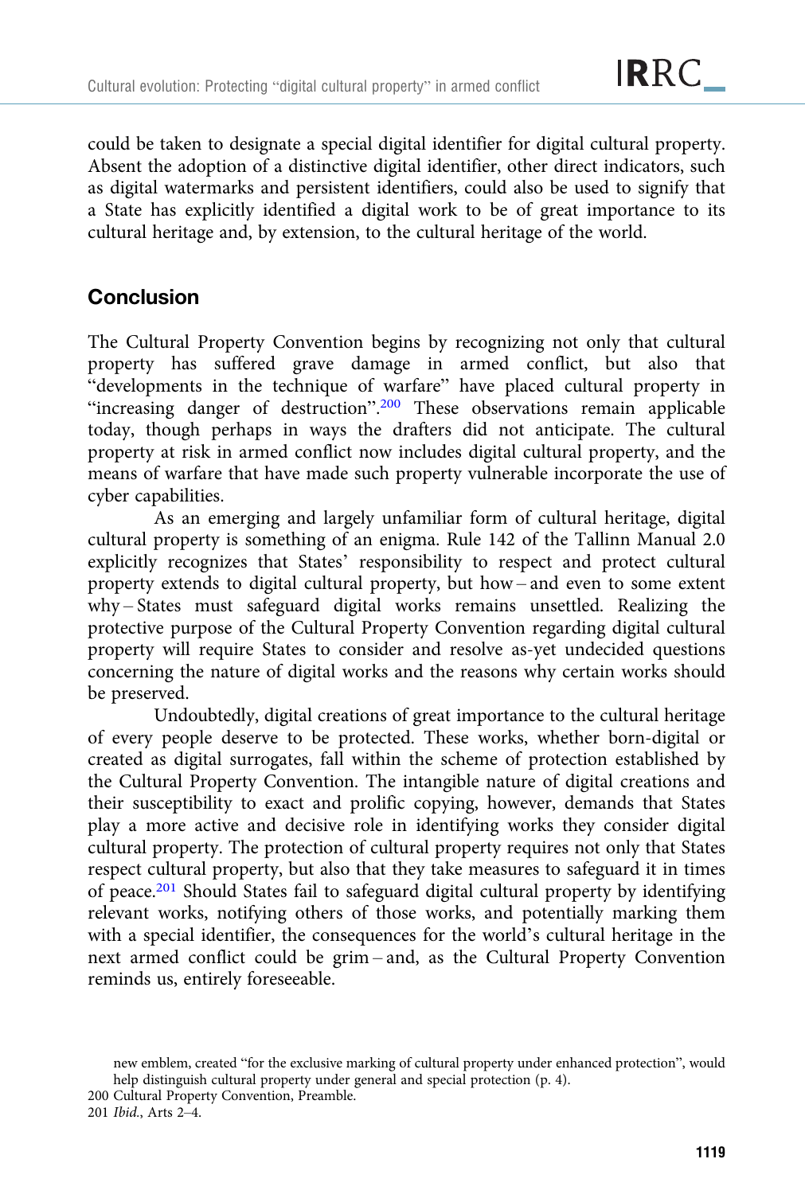could be taken to designate a special digital identifier for digital cultural property. Absent the adoption of a distinctive digital identifier, other direct indicators, such as digital watermarks and persistent identifiers, could also be used to signify that a State has explicitly identified a digital work to be of great importance to its cultural heritage and, by extension, to the cultural heritage of the world.

## Conclusion

The Cultural Property Convention begins by recognizing not only that cultural property has suffered grave damage in armed conflict, but also that "developments in the technique of warfare" have placed cultural property in "increasing danger of destruction".[200] These observations remain applicable today, though perhaps in ways the drafters did not anticipate. The cultural property at risk in armed conflict now includes digital cultural property, and the means of warfare that have made such property vulnerable incorporate the use of cyber capabilities.

As an emerging and largely unfamiliar form of cultural heritage, digital cultural property is something of an enigma. Rule 142 of the Tallinn Manual 2.0 explicitly recognizes that States' responsibility to respect and protect cultural property extends to digital cultural property, but how – and even to some extent why – States must safeguard digital works remains unsettled. Realizing the protective purpose of the Cultural Property Convention regarding digital cultural property will require States to consider and resolve as-yet undecided questions concerning the nature of digital works and the reasons why certain works should be preserved.

Undoubtedly, digital creations of great importance to the cultural heritage of every people deserve to be protected. These works, whether born-digital or created as digital surrogates, fall within the scheme of protection established by the Cultural Property Convention. The intangible nature of digital creations and their susceptibility to exact and prolific copying, however, demands that States play a more active and decisive role in identifying works they consider digital cultural property. The protection of cultural property requires not only that States respect cultural property, but also that they take measures to safeguard it in times of peace.[201] Should States fail to safeguard digital cultural property by identifying relevant works, notifying others of those works, and potentially marking them with a special identifier, the consequences for the world's cultural heritage in the next armed conflict could be grim – and, as the Cultural Property Convention reminds us, entirely foreseeable.

new emblem, created "for the exclusive marking of cultural property under enhanced protection", would help distinguish cultural property under general and special protection (p. 4).

200 Cultural Property Convention, Preamble.

201 *Ibid.*, Arts 2–4.